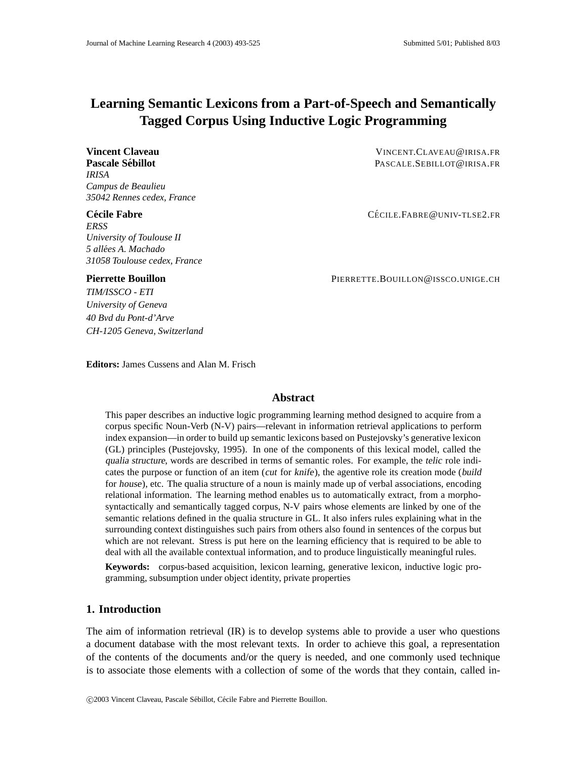# Learning Semantic Lexicons from a Part-of-Speech and Semantically Tagged Corpus Using Inductive Logic Programming

**Vincent Claveau** VINCENT.CLAVEAU@IRISA.FR
**Pascale Sébillot** PASCALE.SEBILLOT@IRISA.FR
*IRISA*
*Campus de Beaulieu*
*35042 Rennes cedex, France*

**Cécile Fabre** CÉCILE.FABRE@UNIV-TLSE2.FR
*ERSS*
*University of Toulouse II*
*5 allées A. Machado*
*31058 Toulouse cedex, France*

**Pierrette Bouillon** PIERRETTE.BOUILLON@ISSCO.UNIGE.CH
*TIM/ISSCO - ETI*
*University of Geneva*
*40 Bvd du Pont-d'Arve*
*CH-1205 Geneva, Switzerland*

**Editors:** James Cussens and Alan M. Frisch

## Abstract

This paper describes an inductive logic programming learning method designed to acquire from a corpus specific Noun-Verb (N-V) pairs—relevant in information retrieval applications to perform index expansion—in order to build up semantic lexicons based on Pustejovsky's generative lexicon (GL) principles (Pustejovsky, 1995). In one of the components of this lexical model, called the *qualia structure*, words are described in terms of semantic roles. For example, the *telic* role indicates the purpose or function of an item (*cut* for *knife*), the agentive role its creation mode (*build* for *house*), etc. The qualia structure of a noun is mainly made up of verbal associations, encoding relational information. The learning method enables us to automatically extract, from a morphosyntactically and semantically tagged corpus, N-V pairs whose elements are linked by one of the semantic relations defined in the qualia structure in GL. It also infers rules explaining what in the surrounding context distinguishes such pairs from others also found in sentences of the corpus but which are not relevant. Stress is put here on the learning efficiency that is required to be able to deal with all the available contextual information, and to produce linguistically meaningful rules.

**Keywords:** corpus-based acquisition, lexicon learning, generative lexicon, inductive logic programming, subsumption under object identity, private properties

## 1. Introduction

The aim of information retrieval (IR) is to develop systems able to provide a user who questions a document database with the most relevant texts. In order to achieve this goal, a representation of the contents of the documents and/or the query is needed, and one commonly used technique is to associate those elements with a collection of some of the words that they contain, called in-

©2003 Vincent Claveau, Pascale Sébillot, Cécile Fabre and Pierrette Bouillon.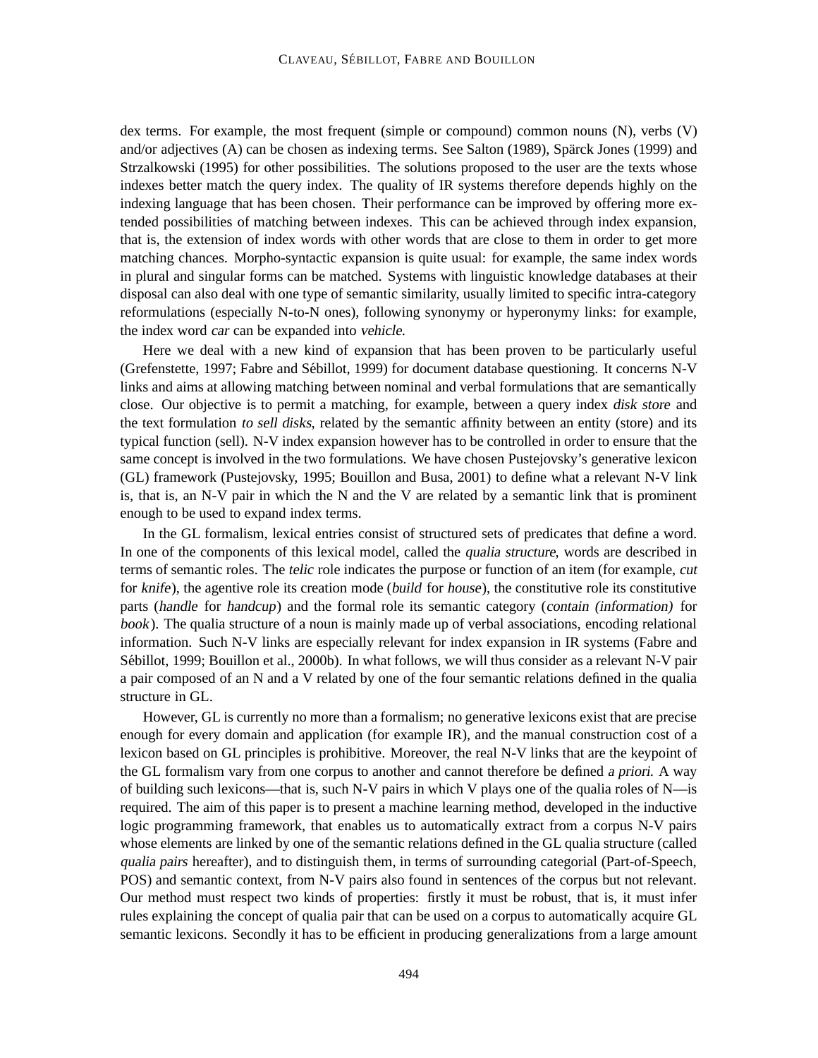dex terms. For example, the most frequent (simple or compound) common nouns (N), verbs (V) and/or adjectives (A) can be chosen as indexing terms. See Salton (1989), Spärck Jones (1999) and Strzalkowski (1995) for other possibilities. The solutions proposed to the user are the texts whose indexes better match the query index. The quality of IR systems therefore depends highly on the indexing language that has been chosen. Their performance can be improved by offering more extended possibilities of matching between indexes. This can be achieved through index expansion, that is, the extension of index words with other words that are close to them in order to get more matching chances. Morpho-syntactic expansion is quite usual: for example, the same index words in plural and singular forms can be matched. Systems with linguistic knowledge databases at their disposal can also deal with one type of semantic similarity, usually limited to specific intra-category reformulations (especially N-to-N ones), following synonymy or hyperonymy links: for example, the index word *car* can be expanded into *vehicle*.

Here we deal with a new kind of expansion that has been proven to be particularly useful (Grefenstette, 1997; Fabre and Sébillot, 1999) for document database questioning. It concerns N-V links and aims at allowing matching between nominal and verbal formulations that are semantically close. Our objective is to permit a matching, for example, between a query index *disk store* and the text formulation *to sell disks*, related by the semantic affinity between an entity (store) and its typical function (sell). N-V index expansion however has to be controlled in order to ensure that the same concept is involved in the two formulations. We have chosen Pustejovsky's generative lexicon (GL) framework (Pustejovsky, 1995; Bouillon and Busa, 2001) to define what a relevant N-V link is, that is, an N-V pair in which the N and the V are related by a semantic link that is prominent enough to be used to expand index terms.

In the GL formalism, lexical entries consist of structured sets of predicates that define a word. In one of the components of this lexical model, called the *qualia structure*, words are described in terms of semantic roles. The *telic* role indicates the purpose or function of an item (for example, *cut* for *knife*), the agentive role its creation mode (*build* for *house*), the constitutive role its constitutive parts (*handle* for *handcup*) and the formal role its semantic category (*contain (information)* for *book*). The qualia structure of a noun is mainly made up of verbal associations, encoding relational information. Such N-V links are especially relevant for index expansion in IR systems (Fabre and Sébillot, 1999; Bouillon et al., 2000b). In what follows, we will thus consider as a relevant N-V pair a pair composed of an N and a V related by one of the four semantic relations defined in the qualia structure in GL.

However, GL is currently no more than a formalism; no generative lexicons exist that are precise enough for every domain and application (for example IR), and the manual construction cost of a lexicon based on GL principles is prohibitive. Moreover, the real N-V links that are the keypoint of the GL formalism vary from one corpus to another and cannot therefore be defined *a priori*. A way of building such lexicons—that is, such N-V pairs in which V plays one of the qualia roles of N—is required. The aim of this paper is to present a machine learning method, developed in the inductive logic programming framework, that enables us to automatically extract from a corpus N-V pairs whose elements are linked by one of the semantic relations defined in the GL qualia structure (called *qualia pairs* hereafter), and to distinguish them, in terms of surrounding categorial (Part-of-Speech, POS) and semantic context, from N-V pairs also found in sentences of the corpus but not relevant. Our method must respect two kinds of properties: firstly it must be robust, that is, it must infer rules explaining the concept of qualia pair that can be used on a corpus to automatically acquire GL semantic lexicons. Secondly it has to be efficient in producing generalizations from a large amount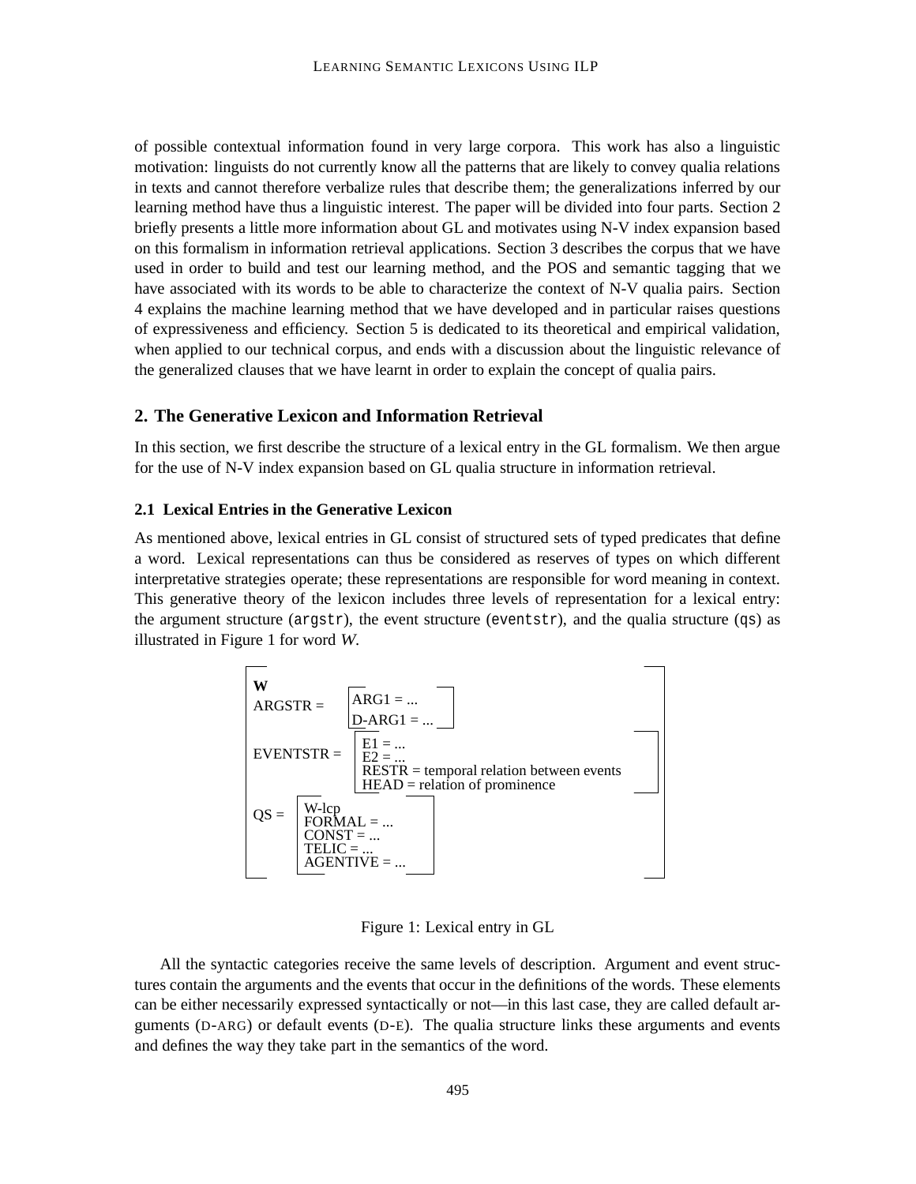of possible contextual information found in very large corpora. This work has also a linguistic motivation: linguists do not currently know all the patterns that are likely to convey qualia relations in texts and cannot therefore verbalize rules that describe them; the generalizations inferred by our learning method have thus a linguistic interest. The paper will be divided into four parts. Section 2 briefly presents a little more information about GL and motivates using N-V index expansion based on this formalism in information retrieval applications. Section 3 describes the corpus that we have used in order to build and test our learning method, and the POS and semantic tagging that we have associated with its words to be able to characterize the context of N-V qualia pairs. Section 4 explains the machine learning method that we have developed and in particular raises questions of expressiveness and efficiency. Section 5 is dedicated to its theoretical and empirical validation, when applied to our technical corpus, and ends with a discussion about the linguistic relevance of the generalized clauses that we have learnt in order to explain the concept of qualia pairs.

## 2. The Generative Lexicon and Information Retrieval

In this section, we first describe the structure of a lexical entry in the GL formalism. We then argue for the use of N-V index expansion based on GL qualia structure in information retrieval.

### 2.1 Lexical Entries in the Generative Lexicon

As mentioned above, lexical entries in GL consist of structured sets of typed predicates that define a word. Lexical representations can thus be considered as reserves of types on which different interpretative strategies operate; these representations are responsible for word meaning in context. This generative theory of the lexicon includes three levels of representation for a lexical entry: the argument structure (`argstr`), the event structure (`eventstr`), and the qualia structure (`qs`) as illustrated in Figure 1 for word *W*.

```
W
ARGSTR =     [ ARG1 = ...
               D-ARG1 = ... ]
EVENTSTR =   [ E1 = ...
               E2 = ...
               RESTR = temporal relation between events
               HEAD = relation of prominence ]
QS =         [ W-lcp
               FORMAL = ...
               CONST = ...
               TELIC = ...
               AGENTIVE = ... ]
```

Figure 1: Lexical entry in GL

All the syntactic categories receive the same levels of description. Argument and event structures contain the arguments and the events that occur in the definitions of the words. These elements can be either necessarily expressed syntactically or not—in this last case, they are called default arguments (D-ARG) or default events (D-E). The qualia structure links these arguments and events and defines the way they take part in the semantics of the word.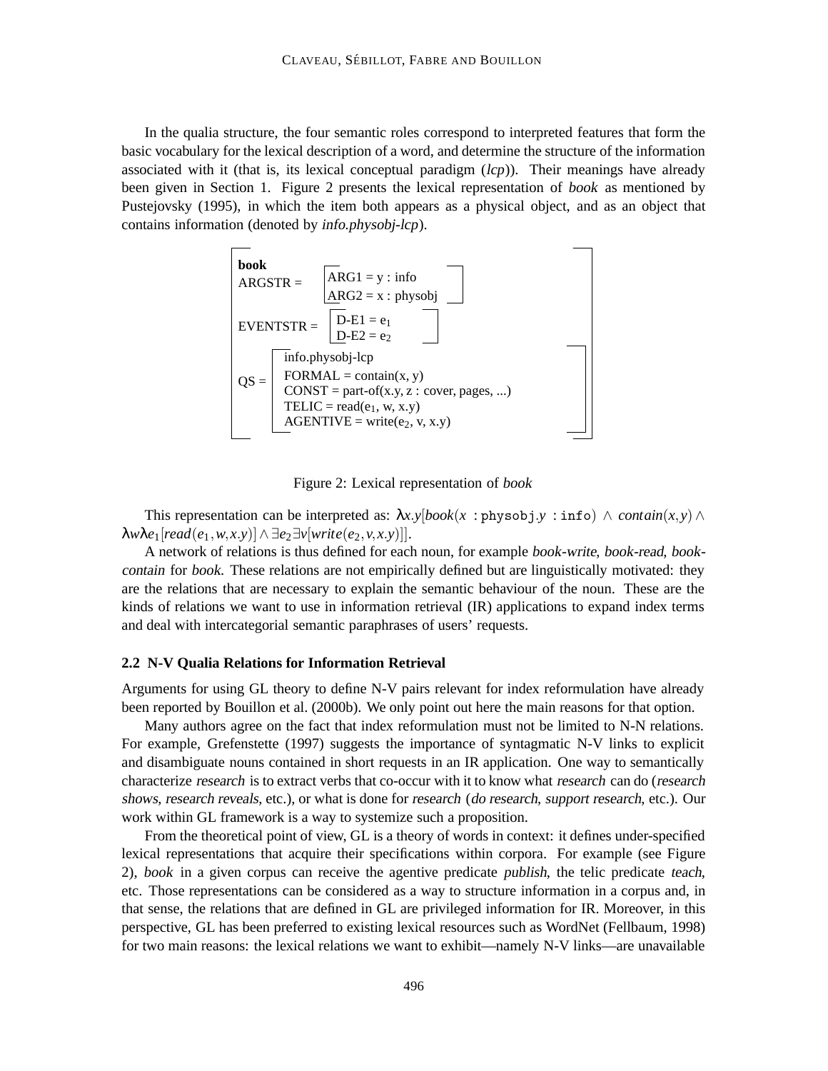In the qualia structure, the four semantic roles correspond to interpreted features that form the basic vocabulary for the lexical description of a word, and determine the structure of the information associated with it (that is, its lexical conceptual paradigm (*lcp*)). Their meanings have already been given in Section 1. Figure 2 presents the lexical representation of *book* as mentioned by Pustejovsky (1995), in which the item both appears as a physical object, and as an object that contains information (denoted by *info.physobj-lcp*).

$$
\left[\begin{array}{l}
\textbf{book} \\
\text{ARGSTR} = \left[\begin{array}{l} \text{ARG1} = \text{y : info} \\ \text{ARG2} = \text{x : physobj} \end{array}\right] \\
\text{EVENTSTR} = \left[\begin{array}{l} \text{D-E1} = \text{e}_1 \\ \text{D-E2} = \text{e}_2 \end{array}\right] \\
\text{QS} = \left[\begin{array}{l} \text{info.physobj-lcp} \\ \text{FORMAL} = \text{contain(x, y)} \\ \text{CONST} = \text{part-of(x.y, z : cover, pages, ...)} \\ \text{TELIC} = \text{read(e}_1\text{, w, x.y)} \\ \text{AGENTIVE} = \text{write(e}_2\text{, v, x.y)} \end{array}\right]
\end{array}\right]
$$

Figure 2: Lexical representation of *book*

This representation can be interpreted as: $\lambda x.y[book(x : \texttt{physobj}.y : \texttt{info}) \wedge contain(x,y) \wedge \lambda w \lambda e_1[read(e_1,w,x.y)] \wedge \exists e_2 \exists v[write(e_2,v,x.y)]]$.

A network of relations is thus defined for each noun, for example *book-write*, *book-read*, *book-contain* for *book*. These relations are not empirically defined but are linguistically motivated: they are the relations that are necessary to explain the semantic behaviour of the noun. These are the kinds of relations we want to use in information retrieval (IR) applications to expand index terms and deal with intercategorial semantic paraphrases of users' requests.

### 2.2 N-V Qualia Relations for Information Retrieval

Arguments for using GL theory to define N-V pairs relevant for index reformulation have already been reported by Bouillon et al. (2000b). We only point out here the main reasons for that option.

Many authors agree on the fact that index reformulation must not be limited to N-N relations. For example, Grefenstette (1997) suggests the importance of syntagmatic N-V links to explicit and disambiguate nouns contained in short requests in an IR application. One way to semantically characterize *research* is to extract verbs that co-occur with it to know what *research* can do (*research shows*, *research reveals*, etc.), or what is done for *research* (*do research*, *support research*, etc.). Our work within GL framework is a way to systemize such a proposition.

From the theoretical point of view, GL is a theory of words in context: it defines under-specified lexical representations that acquire their specifications within corpora. For example (see Figure 2), *book* in a given corpus can receive the agentive predicate *publish*, the telic predicate *teach*, etc. Those representations can be considered as a way to structure information in a corpus and, in that sense, the relations that are defined in GL are privileged information for IR. Moreover, in this perspective, GL has been preferred to existing lexical resources such as WordNet (Fellbaum, 1998) for two main reasons: the lexical relations we want to exhibit—namely N-V links—are unavailable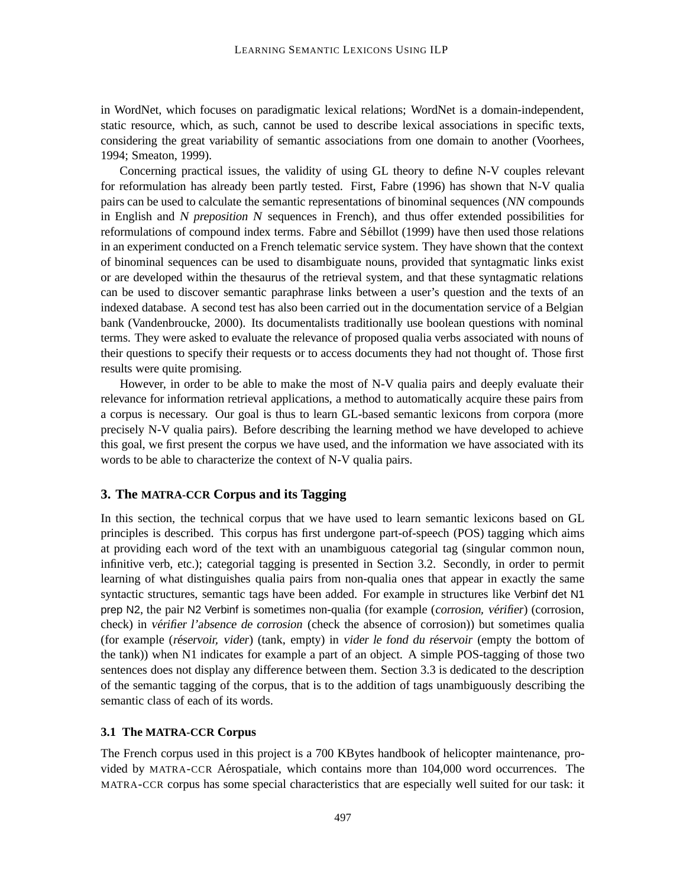in WordNet, which focuses on paradigmatic lexical relations; WordNet is a domain-independent, static resource, which, as such, cannot be used to describe lexical associations in specific texts, considering the great variability of semantic associations from one domain to another (Voorhees, 1994; Smeaton, 1999).

Concerning practical issues, the validity of using GL theory to define N-V couples relevant for reformulation has already been partly tested. First, Fabre (1996) has shown that N-V qualia pairs can be used to calculate the semantic representations of binominal sequences (*NN* compounds in English and *N preposition N* sequences in French), and thus offer extended possibilities for reformulations of compound index terms. Fabre and Sébillot (1999) have then used those relations in an experiment conducted on a French telematic service system. They have shown that the context of binominal sequences can be used to disambiguate nouns, provided that syntagmatic links exist or are developed within the thesaurus of the retrieval system, and that these syntagmatic relations can be used to discover semantic paraphrase links between a user's question and the texts of an indexed database. A second test has also been carried out in the documentation service of a Belgian bank (Vandenbroucke, 2000). Its documentalists traditionally use boolean questions with nominal terms. They were asked to evaluate the relevance of proposed qualia verbs associated with nouns of their questions to specify their requests or to access documents they had not thought of. Those first results were quite promising.

However, in order to be able to make the most of N-V qualia pairs and deeply evaluate their relevance for information retrieval applications, a method to automatically acquire these pairs from a corpus is necessary. Our goal is thus to learn GL-based semantic lexicons from corpora (more precisely N-V qualia pairs). Before describing the learning method we have developed to achieve this goal, we first present the corpus we have used, and the information we have associated with its words to be able to characterize the context of N-V qualia pairs.

## 3. The MATRA-CCR Corpus and its Tagging

In this section, the technical corpus that we have used to learn semantic lexicons based on GL principles is described. This corpus has first undergone part-of-speech (POS) tagging which aims at providing each word of the text with an unambiguous categorial tag (singular common noun, infinitive verb, etc.); categorial tagging is presented in Section 3.2. Secondly, in order to permit learning of what distinguishes qualia pairs from non-qualia ones that appear in exactly the same syntactic structures, semantic tags have been added. For example in structures like Verbinf det N1 prep N2, the pair N2 Verbinf is sometimes non-qualia (for example (*corrosion, vérifier*) (corrosion, check) in *vérifier l'absence de corrosion* (check the absence of corrosion)) but sometimes qualia (for example (*réservoir, vider*) (tank, empty) in *vider le fond du réservoir* (empty the bottom of the tank)) when N1 indicates for example a part of an object. A simple POS-tagging of those two sentences does not display any difference between them. Section 3.3 is dedicated to the description of the semantic tagging of the corpus, that is to the addition of tags unambiguously describing the semantic class of each of its words.

### 3.1 The MATRA-CCR Corpus

The French corpus used in this project is a 700 KBytes handbook of helicopter maintenance, provided by MATRA-CCR Aérospatiale, which contains more than 104,000 word occurrences. The MATRA-CCR corpus has some special characteristics that are especially well suited for our task: it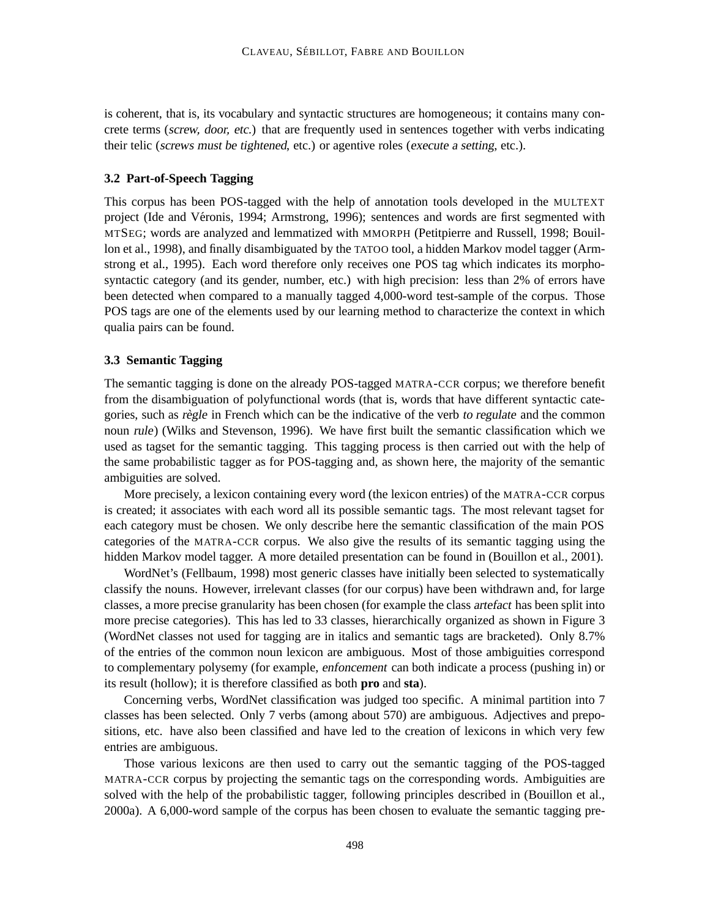is coherent, that is, its vocabulary and syntactic structures are homogeneous; it contains many concrete terms (*screw, door, etc.*) that are frequently used in sentences together with verbs indicating their telic (*screws must be tightened*, etc.) or agentive roles (*execute a setting*, etc.).

### 3.2 Part-of-Speech Tagging

This corpus has been POS-tagged with the help of annotation tools developed in the MULTEXT project (Ide and Véronis, 1994; Armstrong, 1996); sentences and words are first segmented with MTSEG; words are analyzed and lemmatized with MMORPH (Petitpierre and Russell, 1998; Bouillon et al., 1998), and finally disambiguated by the TATOO tool, a hidden Markov model tagger (Armstrong et al., 1995). Each word therefore only receives one POS tag which indicates its morpho-syntactic category (and its gender, number, etc.) with high precision: less than 2% of errors have been detected when compared to a manually tagged 4,000-word test-sample of the corpus. Those POS tags are one of the elements used by our learning method to characterize the context in which qualia pairs can be found.

### 3.3 Semantic Tagging

The semantic tagging is done on the already POS-tagged MATRA-CCR corpus; we therefore benefit from the disambiguation of polyfunctional words (that is, words that have different syntactic categories, such as *règle* in French which can be the indicative of the verb *to regulate* and the common noun *rule*) (Wilks and Stevenson, 1996). We have first built the semantic classification which we used as tagset for the semantic tagging. This tagging process is then carried out with the help of the same probabilistic tagger as for POS-tagging and, as shown here, the majority of the semantic ambiguities are solved.

More precisely, a lexicon containing every word (the lexicon entries) of the MATRA-CCR corpus is created; it associates with each word all its possible semantic tags. The most relevant tagset for each category must be chosen. We only describe here the semantic classification of the main POS categories of the MATRA-CCR corpus. We also give the results of its semantic tagging using the hidden Markov model tagger. A more detailed presentation can be found in (Bouillon et al., 2001).

WordNet's (Fellbaum, 1998) most generic classes have initially been selected to systematically classify the nouns. However, irrelevant classes (for our corpus) have been withdrawn and, for large classes, a more precise granularity has been chosen (for example the class *artefact* has been split into more precise categories). This has led to 33 classes, hierarchically organized as shown in Figure 3 (WordNet classes not used for tagging are in italics and semantic tags are bracketed). Only 8.7% of the entries of the common noun lexicon are ambiguous. Most of those ambiguities correspond to complementary polysemy (for example, *enfoncement* can both indicate a process (pushing in) or its result (hollow); it is therefore classified as both **pro** and **sta**).

Concerning verbs, WordNet classification was judged too specific. A minimal partition into 7 classes has been selected. Only 7 verbs (among about 570) are ambiguous. Adjectives and prepositions, etc. have also been classified and have led to the creation of lexicons in which very few entries are ambiguous.

Those various lexicons are then used to carry out the semantic tagging of the POS-tagged MATRA-CCR corpus by projecting the semantic tags on the corresponding words. Ambiguities are solved with the help of the probabilistic tagger, following principles described in (Bouillon et al., 2000a). A 6,000-word sample of the corpus has been chosen to evaluate the semantic tagging pre-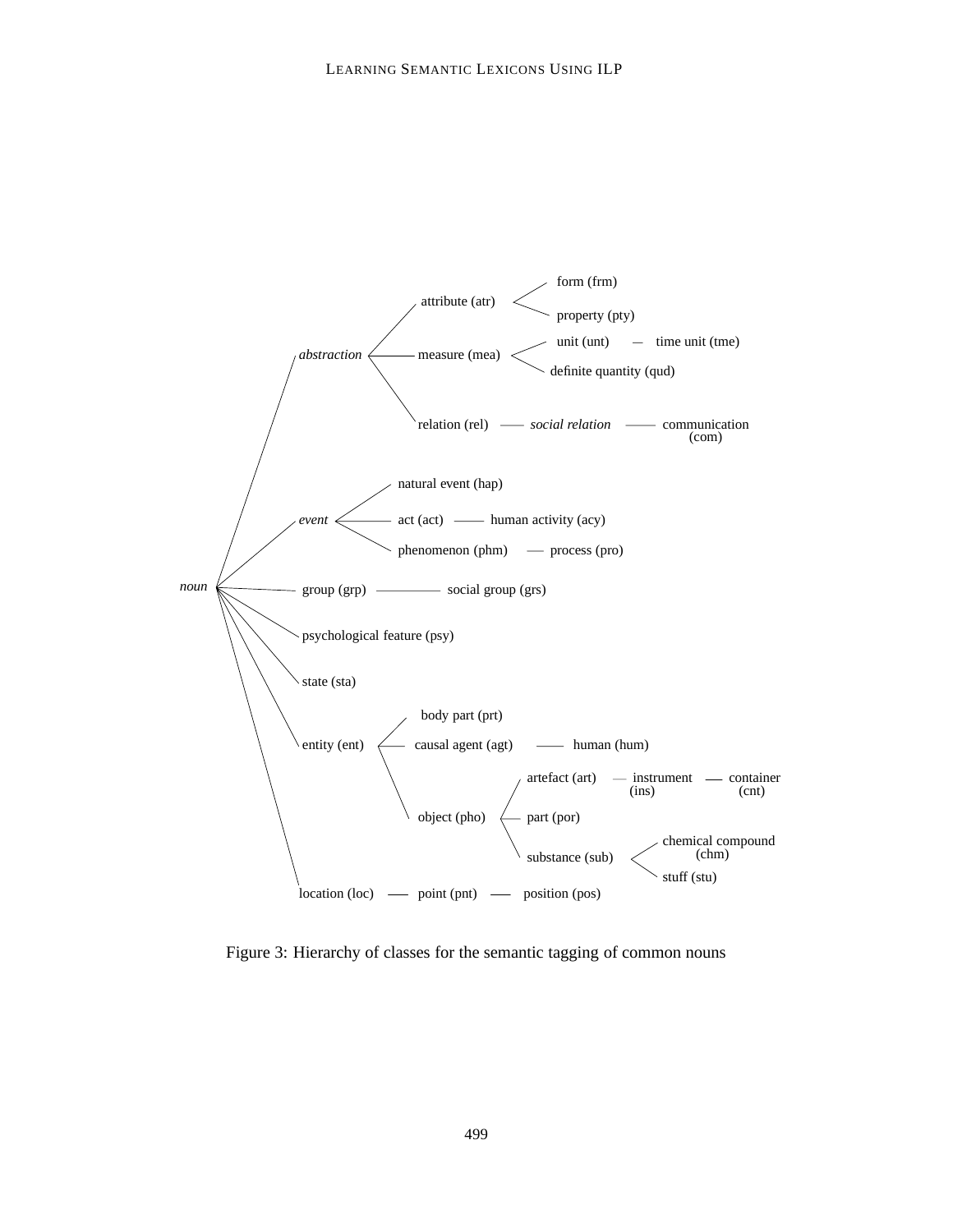- *noun*
  - *abstraction*
    - attribute (atr)
      - form (frm)
      - property (pty)
    - measure (mea)
      - unit (unt)
        - time unit (tme)
      - definite quantity (qud)
    - relation (rel)
      - *social relation*
        - communication (com)
  - *event*
    - natural event (hap)
    - act (act)
      - human activity (acy)
    - phenomenon (phm)
      - process (pro)
  - group (grp)
    - social group (grs)
  - psychological feature (psy)
  - state (sta)
  - entity (ent)
    - body part (prt)
    - causal agent (agt)
      - human (hum)
    - object (pho)
      - artefact (art)
        - instrument (ins)
          - container (cnt)
      - part (por)
      - substance (sub)
        - chemical compound (chm)
        - stuff (stu)
  - location (loc)
    - point (pnt)
      - position (pos)

Figure 3: Hierarchy of classes for the semantic tagging of common nouns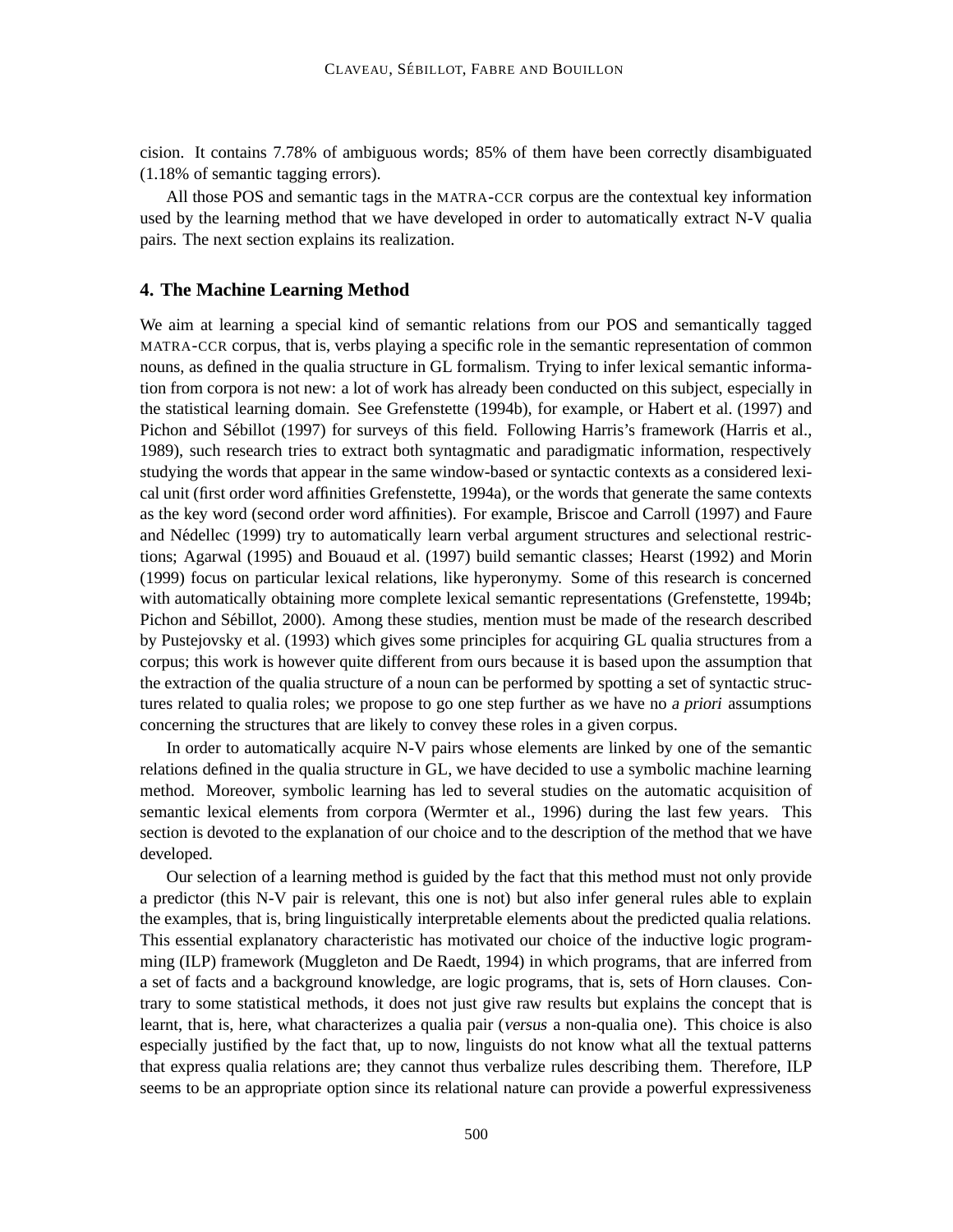cision. It contains 7.78% of ambiguous words; 85% of them have been correctly disambiguated (1.18% of semantic tagging errors).

All those POS and semantic tags in the MATRA-CCR corpus are the contextual key information used by the learning method that we have developed in order to automatically extract N-V qualia pairs. The next section explains its realization.

## 4. The Machine Learning Method

We aim at learning a special kind of semantic relations from our POS and semantically tagged MATRA-CCR corpus, that is, verbs playing a specific role in the semantic representation of common nouns, as defined in the qualia structure in GL formalism. Trying to infer lexical semantic information from corpora is not new: a lot of work has already been conducted on this subject, especially in the statistical learning domain. See Grefenstette (1994b), for example, or Habert et al. (1997) and Pichon and Sébillot (1997) for surveys of this field. Following Harris's framework (Harris et al., 1989), such research tries to extract both syntagmatic and paradigmatic information, respectively studying the words that appear in the same window-based or syntactic contexts as a considered lexical unit (first order word affinities Grefenstette, 1994a), or the words that generate the same contexts as the key word (second order word affinities). For example, Briscoe and Carroll (1997) and Faure and Nédellec (1999) try to automatically learn verbal argument structures and selectional restrictions; Agarwal (1995) and Bouaud et al. (1997) build semantic classes; Hearst (1992) and Morin (1999) focus on particular lexical relations, like hyperonymy. Some of this research is concerned with automatically obtaining more complete lexical semantic representations (Grefenstette, 1994b; Pichon and Sébillot, 2000). Among these studies, mention must be made of the research described by Pustejovsky et al. (1993) which gives some principles for acquiring GL qualia structures from a corpus; this work is however quite different from ours because it is based upon the assumption that the extraction of the qualia structure of a noun can be performed by spotting a set of syntactic structures related to qualia roles; we propose to go one step further as we have no *a priori* assumptions concerning the structures that are likely to convey these roles in a given corpus.

In order to automatically acquire N-V pairs whose elements are linked by one of the semantic relations defined in the qualia structure in GL, we have decided to use a symbolic machine learning method. Moreover, symbolic learning has led to several studies on the automatic acquisition of semantic lexical elements from corpora (Wermter et al., 1996) during the last few years. This section is devoted to the explanation of our choice and to the description of the method that we have developed.

Our selection of a learning method is guided by the fact that this method must not only provide a predictor (this N-V pair is relevant, this one is not) but also infer general rules able to explain the examples, that is, bring linguistically interpretable elements about the predicted qualia relations. This essential explanatory characteristic has motivated our choice of the inductive logic programming (ILP) framework (Muggleton and De Raedt, 1994) in which programs, that are inferred from a set of facts and a background knowledge, are logic programs, that is, sets of Horn clauses. Contrary to some statistical methods, it does not just give raw results but explains the concept that is learnt, that is, here, what characterizes a qualia pair (*versus* a non-qualia one). This choice is also especially justified by the fact that, up to now, linguists do not know what all the textual patterns that express qualia relations are; they cannot thus verbalize rules describing them. Therefore, ILP seems to be an appropriate option since its relational nature can provide a powerful expressiveness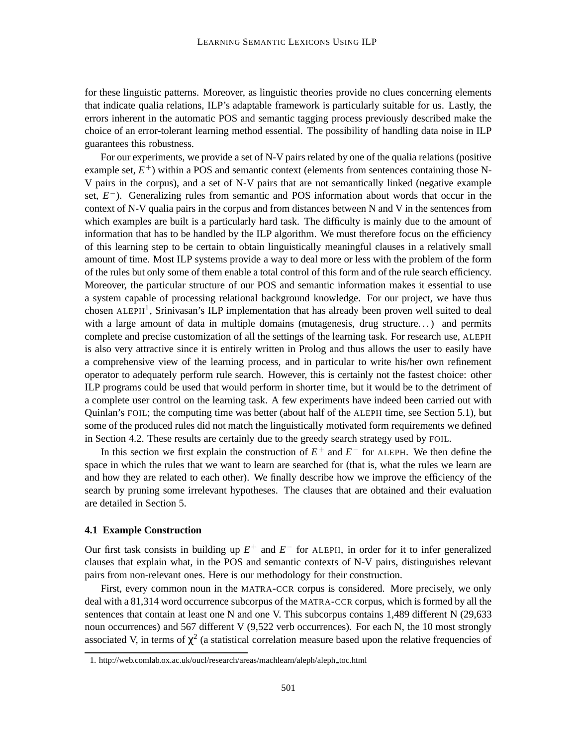for these linguistic patterns. Moreover, as linguistic theories provide no clues concerning elements that indicate qualia relations, ILP's adaptable framework is particularly suitable for us. Lastly, the errors inherent in the automatic POS and semantic tagging process previously described make the choice of an error-tolerant learning method essential. The possibility of handling data noise in ILP guarantees this robustness.

For our experiments, we provide a set of N-V pairs related by one of the qualia relations (positive example set, $E^+$) within a POS and semantic context (elements from sentences containing those N-V pairs in the corpus), and a set of N-V pairs that are not semantically linked (negative example set, $E^-$). Generalizing rules from semantic and POS information about words that occur in the context of N-V qualia pairs in the corpus and from distances between N and V in the sentences from which examples are built is a particularly hard task. The difficulty is mainly due to the amount of information that has to be handled by the ILP algorithm. We must therefore focus on the efficiency of this learning step to be certain to obtain linguistically meaningful clauses in a relatively small amount of time. Most ILP systems provide a way to deal more or less with the problem of the form of the rules but only some of them enable a total control of this form and of the rule search efficiency. Moreover, the particular structure of our POS and semantic information makes it essential to use a system capable of processing relational background knowledge. For our project, we have thus chosen ALEPH[1], Srinivasan's ILP implementation that has already been proven well suited to deal with a large amount of data in multiple domains (mutagenesis, drug structure...) and permits complete and precise customization of all the settings of the learning task. For research use, ALEPH is also very attractive since it is entirely written in Prolog and thus allows the user to easily have a comprehensive view of the learning process, and in particular to write his/her own refinement operator to adequately perform rule search. However, this is certainly not the fastest choice: other ILP programs could be used that would perform in shorter time, but it would be to the detriment of a complete user control on the learning task. A few experiments have indeed been carried out with Quinlan's FOIL; the computing time was better (about half of the ALEPH time, see Section 5.1), but some of the produced rules did not match the linguistically motivated form requirements we defined in Section 4.2. These results are certainly due to the greedy search strategy used by FOIL.

In this section we first explain the construction of $E^+$ and $E^-$ for ALEPH. We then define the space in which the rules that we want to learn are searched for (that is, what the rules we learn are and how they are related to each other). We finally describe how we improve the efficiency of the search by pruning some irrelevant hypotheses. The clauses that are obtained and their evaluation are detailed in Section 5.

### 4.1 Example Construction

Our first task consists in building up $E^+$ and $E^-$ for ALEPH, in order for it to infer generalized clauses that explain what, in the POS and semantic contexts of N-V pairs, distinguishes relevant pairs from non-relevant ones. Here is our methodology for their construction.

First, every common noun in the MATRA-CCR corpus is considered. More precisely, we only deal with a 81,314 word occurrence subcorpus of the MATRA-CCR corpus, which is formed by all the sentences that contain at least one N and one V. This subcorpus contains 1,489 different N (29,633 noun occurrences) and 567 different V (9,522 verb occurrences). For each N, the 10 most strongly associated V, in terms of $\chi^2$ (a statistical correlation measure based upon the relative frequencies of

1. http://web.comlab.ox.ac.uk/oucl/research/areas/machlearn/aleph/aleph_toc.html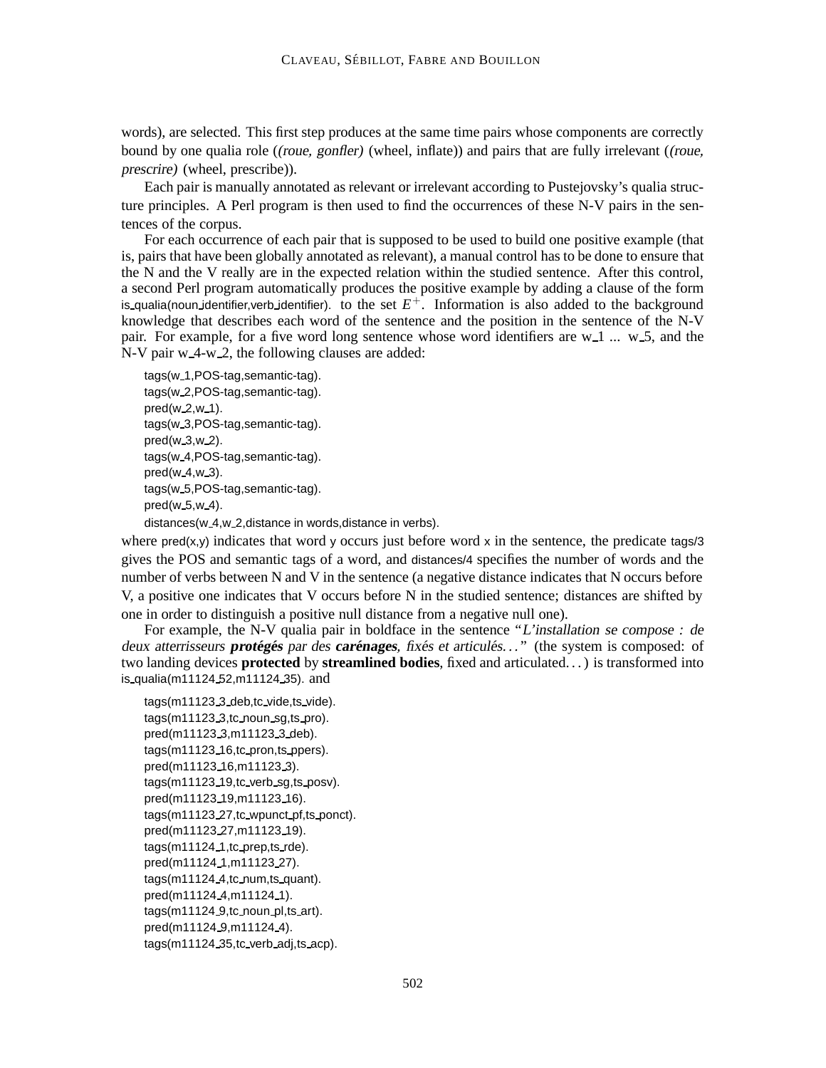words), are selected. This first step produces at the same time pairs whose components are correctly bound by one qualia role (*(roue, gonfler)* (wheel, inflate)) and pairs that are fully irrelevant (*(roue, prescrire)* (wheel, prescribe)).

Each pair is manually annotated as relevant or irrelevant according to Pustejovsky's qualia structure principles. A Perl program is then used to find the occurrences of these N-V pairs in the sentences of the corpus.

For each occurrence of each pair that is supposed to be used to build one positive example (that is, pairs that have been globally annotated as relevant), a manual control has to be done to ensure that the N and the V really are in the expected relation within the studied sentence. After this control, a second Perl program automatically produces the positive example by adding a clause of the form is_qualia(noun_identifier,verb_identifier). to the set $E^+$. Information is also added to the background knowledge that describes each word of the sentence and the position in the sentence of the N-V pair. For example, for a five word long sentence whose word identifiers are w_1 ... w_5, and the N-V pair w_4-w_2, the following clauses are added:

```
tags(w_1,POS-tag,semantic-tag).
tags(w_2,POS-tag,semantic-tag).
pred(w_2,w_1).
tags(w_3,POS-tag,semantic-tag).
pred(w_3,w_2).
tags(w_4,POS-tag,semantic-tag).
pred(w_4,w_3).
tags(w_5,POS-tag,semantic-tag).
pred(w_5,w_4).
distances(w_4,w_2,distance in words,distance in verbs).
```

where pred(x,y) indicates that word y occurs just before word x in the sentence, the predicate tags/3 gives the POS and semantic tags of a word, and distances/4 specifies the number of words and the number of verbs between N and V in the sentence (a negative distance indicates that N occurs before V, a positive one indicates that V occurs before N in the studied sentence; distances are shifted by one in order to distinguish a positive null distance from a negative null one).

For example, the N-V qualia pair in boldface in the sentence "*L'installation se compose : de deux atterrisseurs **protégés** par des **carénages**, fixés et articulés...*" (the system is composed: of two landing devices **protected** by **streamlined bodies**, fixed and articulated...) is transformed into is_qualia(m11124_52,m11124_35). and

```
tags(m11123_3_deb,tc_vide,ts_vide).
tags(m11123_3,tc_noun_sg,ts_pro).
pred(m11123_3,m11123_3_deb).
tags(m11123_16,tc_pron,ts_ppers).
pred(m11123_16,m11123_3).
tags(m11123_19,tc_verb_sg,ts_posv).
pred(m11123_19,m11123_16).
tags(m11123_27,tc_wpunct_pf,ts_ponct).
pred(m11123_27,m11123_19).
tags(m11124_1,tc_prep,ts_rde).
pred(m11124_1,m11123_27).
tags(m11124_4,tc_num,ts_quant).
pred(m11124_4,m11124_1).
tags(m11124_9,tc_noun_pl,ts_art).
pred(m11124_9,m11124_4).
tags(m11124_35,tc_verb_adj,ts_acp).
```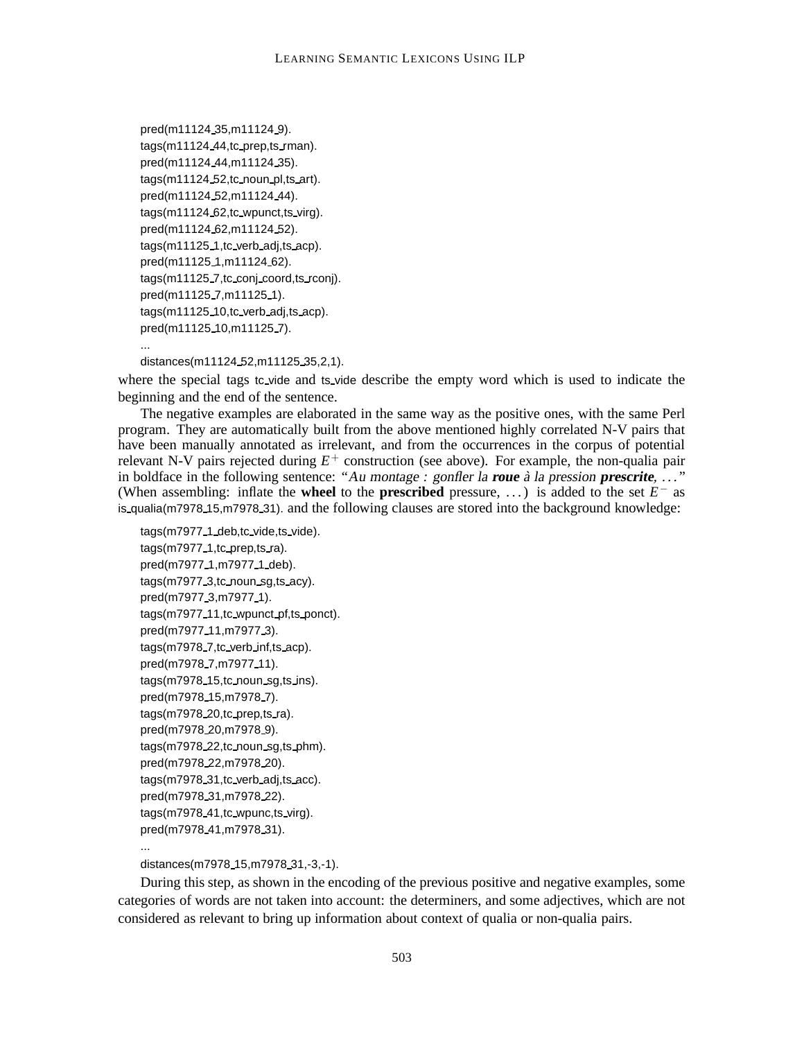```
pred(m11124_35,m11124_9).
tags(m11124_44,tc_prep,ts_rman).
pred(m11124_44,m11124_35).
tags(m11124_52,tc_noun_pl,ts_art).
pred(m11124_52,m11124_44).
tags(m11124_62,tc_wpunct,ts_virg).
pred(m11124_62,m11124_52).
tags(m11125_1,tc_verb_adj,ts_acp).
pred(m11125_1,m11124_62).
tags(m11125_7,tc_conj_coord,ts_rconj).
pred(m11125_7,m11125_1).
tags(m11125_10,tc_verb_adj,ts_acp).
pred(m11125_10,m11125_7).
...
distances(m11124_52,m11125_35,2,1).
```

where the special tags tc_vide and ts_vide describe the empty word which is used to indicate the beginning and the end of the sentence.

The negative examples are elaborated in the same way as the positive ones, with the same Perl program. They are automatically built from the above mentioned highly correlated N-V pairs that have been manually annotated as irrelevant, and from the occurrences in the corpus of potential relevant N-V pairs rejected during $E^+$ construction (see above). For example, the non-qualia pair in boldface in the following sentence: "*Au montage : gonfler la* ***roue*** *à la pression* ***prescrite***, ..." (When assembling: inflate the **wheel** to the **prescribed** pressure, ...) is added to the set $E^-$ as is_qualia(m7978_15,m7978_31). and the following clauses are stored into the background knowledge:

```
tags(m7977_1_deb,tc_vide,ts_vide).
tags(m7977_1,tc_prep,ts_ra).
pred(m7977_1,m7977_1_deb).
tags(m7977_3,tc_noun_sg,ts_acy).
pred(m7977_3,m7977_1).
tags(m7977_11,tc_wpunct_pf,ts_ponct).
pred(m7977_11,m7977_3).
tags(m7978_7,tc_verb_inf,ts_acp).
pred(m7978_7,m7977_11).
tags(m7978_15,tc_noun_sg,ts_ins).
pred(m7978_15,m7978_7).
tags(m7978_20,tc_prep,ts_ra).
pred(m7978_20,m7978_9).
tags(m7978_22,tc_noun_sg,ts_phm).
pred(m7978_22,m7978_20).
tags(m7978_31,tc_verb_adj,ts_acc).
pred(m7978_31,m7978_22).
tags(m7978_41,tc_wpunc,ts_virg).
pred(m7978_41,m7978_31).
...
distances(m7978_15,m7978_31,-3,-1).
```

During this step, as shown in the encoding of the previous positive and negative examples, some categories of words are not taken into account: the determiners, and some adjectives, which are not considered as relevant to bring up information about context of qualia or non-qualia pairs.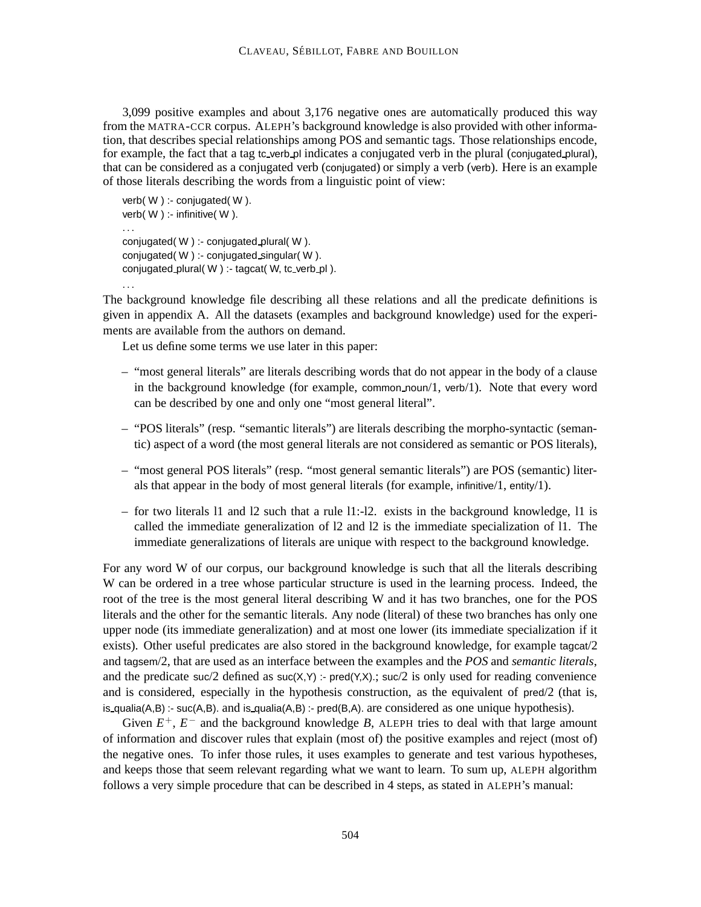3,099 positive examples and about 3,176 negative ones are automatically produced this way from the MATRA-CCR corpus. ALEPH's background knowledge is also provided with other information, that describes special relationships among POS and semantic tags. Those relationships encode, for example, the fact that a tag tc_verb_pl indicates a conjugated verb in the plural (conjugated_plural), that can be considered as a conjugated verb (conjugated) or simply a verb (verb). Here is an example of those literals describing the words from a linguistic point of view:

```
verb( W ) :- conjugated( W ).
verb( W ) :- infinitive( W ).
...
conjugated( W ) :- conjugated_plural( W ).
conjugated( W ) :- conjugated_singular( W ).
conjugated_plural( W ) :- tagcat( W, tc_verb_pl ).
...
```

The background knowledge file describing all these relations and all the predicate definitions is given in appendix A. All the datasets (examples and background knowledge) used for the experiments are available from the authors on demand.

Let us define some terms we use later in this paper:

- "most general literals" are literals describing words that do not appear in the body of a clause in the background knowledge (for example, common_noun/1, verb/1). Note that every word can be described by one and only one "most general literal".
- "POS literals" (resp. "semantic literals") are literals describing the morpho-syntactic (semantic) aspect of a word (the most general literals are not considered as semantic or POS literals),
- "most general POS literals" (resp. "most general semantic literals") are POS (semantic) literals that appear in the body of most general literals (for example, infinitive/1, entity/1).
- for two literals l1 and l2 such that a rule l1:-l2. exists in the background knowledge, l1 is called the immediate generalization of l2 and l2 is the immediate specialization of l1. The immediate generalizations of literals are unique with respect to the background knowledge.

For any word W of our corpus, our background knowledge is such that all the literals describing W can be ordered in a tree whose particular structure is used in the learning process. Indeed, the root of the tree is the most general literal describing W and it has two branches, one for the POS literals and the other for the semantic literals. Any node (literal) of these two branches has only one upper node (its immediate generalization) and at most one lower (its immediate specialization if it exists). Other useful predicates are also stored in the background knowledge, for example tagcat/2 and tagsem/2, that are used as an interface between the examples and the *POS* and *semantic literals*, and the predicate suc/2 defined as suc(X,Y) :- pred(Y,X).; suc/2 is only used for reading convenience and is considered, especially in the hypothesis construction, as the equivalent of pred/2 (that is, is_qualia(A,B) :- suc(A,B). and is_qualia(A,B) :- pred(B,A). are considered as one unique hypothesis).

Given $E^+$, $E^-$ and the background knowledge $B$, ALEPH tries to deal with that large amount of information and discover rules that explain (most of) the positive examples and reject (most of) the negative ones. To infer those rules, it uses examples to generate and test various hypotheses, and keeps those that seem relevant regarding what we want to learn. To sum up, ALEPH algorithm follows a very simple procedure that can be described in 4 steps, as stated in ALEPH's manual: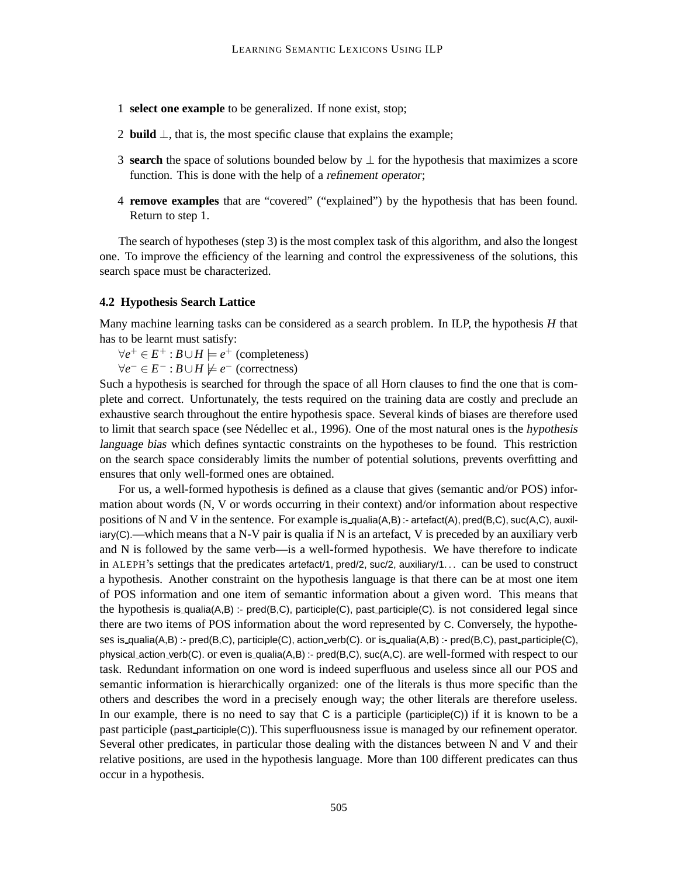1 **select one example** to be generalized. If none exist, stop;

2 **build** $\bot$, that is, the most specific clause that explains the example;

3 **search** the space of solutions bounded below by $\bot$ for the hypothesis that maximizes a score function. This is done with the help of a *refinement operator*;

4 **remove examples** that are "covered" ("explained") by the hypothesis that has been found. Return to step 1.

The search of hypotheses (step 3) is the most complex task of this algorithm, and also the longest one. To improve the efficiency of the learning and control the expressiveness of the solutions, this search space must be characterized.

### 4.2 Hypothesis Search Lattice

Many machine learning tasks can be considered as a search problem. In ILP, the hypothesis $H$ that has to be learnt must satisfy:

$\forall e^+ \in E^+ : B \cup H \models e^+$ (completeness)

$\forall e^- \in E^- : B \cup H \not\models e^-$ (correctness)

Such a hypothesis is searched for through the space of all Horn clauses to find the one that is complete and correct. Unfortunately, the tests required on the training data are costly and preclude an exhaustive search throughout the entire hypothesis space. Several kinds of biases are therefore used to limit that search space (see Nédellec et al., 1996). One of the most natural ones is the *hypothesis language bias* which defines syntactic constraints on the hypotheses to be found. This restriction on the search space considerably limits the number of potential solutions, prevents overfitting and ensures that only well-formed ones are obtained.

For us, a well-formed hypothesis is defined as a clause that gives (semantic and/or POS) information about words (N, V or words occurring in their context) and/or information about respective positions of N and V in the sentence. For example is_qualia(A,B) :- artefact(A), pred(B,C), suc(A,C), auxiliary(C).—which means that a N-V pair is qualia if N is an artefact, V is preceded by an auxiliary verb and N is followed by the same verb—is a well-formed hypothesis. We have therefore to indicate in ALEPH's settings that the predicates artefact/1, pred/2, suc/2, auxiliary/1... can be used to construct a hypothesis. Another constraint on the hypothesis language is that there can be at most one item of POS information and one item of semantic information about a given word. This means that the hypothesis is_qualia(A,B) :- pred(B,C), participle(C), past_participle(C). is not considered legal since there are two items of POS information about the word represented by C. Conversely, the hypotheses is_qualia(A,B) :- pred(B,C), participle(C), action_verb(C). or is_qualia(A,B) :- pred(B,C), past_participle(C), physical_action_verb(C). or even is_qualia(A,B) :- pred(B,C), suc(A,C). are well-formed with respect to our task. Redundant information on one word is indeed superfluous and useless since all our POS and semantic information is hierarchically organized: one of the literals is thus more specific than the others and describes the word in a precisely enough way; the other literals are therefore useless. In our example, there is no need to say that C is a participle (participle(C)) if it is known to be a past participle (past_participle(C)). This superfluousness issue is managed by our refinement operator. Several other predicates, in particular those dealing with the distances between N and V and their relative positions, are used in the hypothesis language. More than 100 different predicates can thus occur in a hypothesis.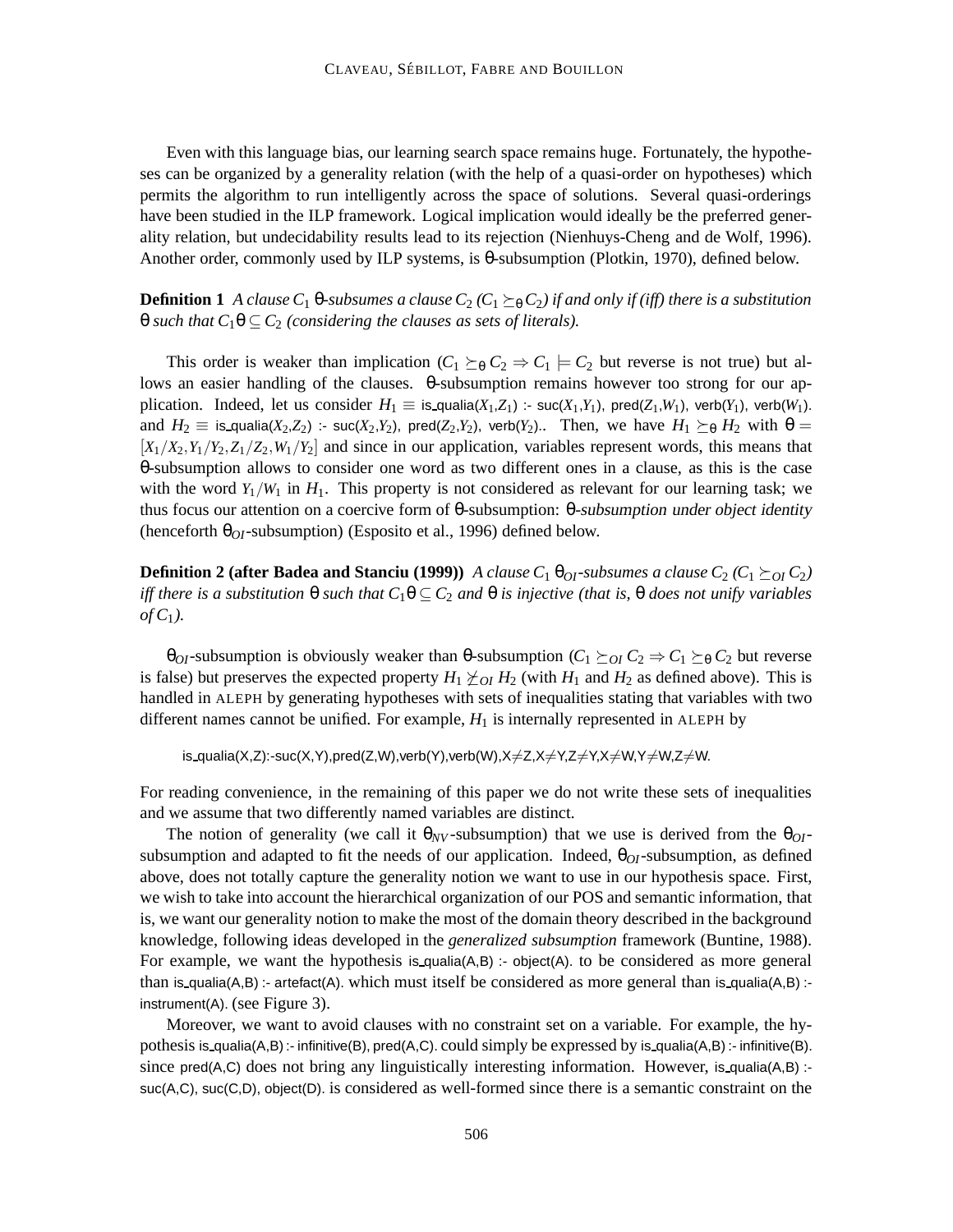Even with this language bias, our learning search space remains huge. Fortunately, the hypotheses can be organized by a generality relation (with the help of a quasi-order on hypotheses) which permits the algorithm to run intelligently across the space of solutions. Several quasi-orderings have been studied in the ILP framework. Logical implication would ideally be the preferred generality relation, but undecidability results lead to its rejection (Nienhuys-Cheng and de Wolf, 1996). Another order, commonly used by ILP systems, is θ-subsumption (Plotkin, 1970), defined below.

**Definition 1** *A clause $C_1$ θ-subsumes a clause $C_2$ ($C_1 \succeq_\theta C_2$) if and only if (iff) there is a substitution θ such that $C_1\theta \subseteq C_2$ (considering the clauses as sets of literals).*

This order is weaker than implication ($C_1 \succeq_\theta C_2 \Rightarrow C_1 \models C_2$ but reverse is not true) but allows an easier handling of the clauses. θ-subsumption remains however too strong for our application. Indeed, let us consider $H_1 \equiv$ is_qualia($X_1$,$Z_1$) :- suc($X_1$,$Y_1$), pred($Z_1$,$W_1$), verb($Y_1$), verb($W_1$). and $H_2 \equiv$ is_qualia($X_2$,$Z_2$) :- suc($X_2$,$Y_2$), pred($Z_2$,$Y_2$), verb($Y_2$).. Then, we have $H_1 \succeq_\theta H_2$ with $\theta = [X_1/X_2, Y_1/Y_2, Z_1/Z_2, W_1/Y_2]$ and since in our application, variables represent words, this means that θ-subsumption allows to consider one word as two different ones in a clause, as this is the case with the word $Y_1/W_1$ in $H_1$. This property is not considered as relevant for our learning task; we thus focus our attention on a coercive form of θ-subsumption: *θ-subsumption under object identity* (henceforth $\theta_{OI}$-subsumption) (Esposito et al., 1996) defined below.

**Definition 2 (after Badea and Stanciu (1999))** *A clause $C_1$ $\theta_{OI}$-subsumes a clause $C_2$ ($C_1 \succeq_{OI} C_2$) iff there is a substitution θ such that $C_1\theta \subseteq C_2$ and θ is injective (that is, θ does not unify variables of $C_1$).*

$\theta_{OI}$-subsumption is obviously weaker than θ-subsumption ($C_1 \succeq_{OI} C_2 \Rightarrow C_1 \succeq_\theta C_2$ but reverse is false) but preserves the expected property $H_1 \not\succeq_{OI} H_2$ (with $H_1$ and $H_2$ as defined above). This is handled in ALEPH by generating hypotheses with sets of inequalities stating that variables with two different names cannot be unified. For example, $H_1$ is internally represented in ALEPH by

```
is_qualia(X,Z):-suc(X,Y),pred(Z,W),verb(Y),verb(W),X≠Z,X≠Y,Z≠Y,X≠W,Y≠W,Z≠W.
```

For reading convenience, in the remaining of this paper we do not write these sets of inequalities and we assume that two differently named variables are distinct.

The notion of generality (we call it $\theta_{NV}$-subsumption) that we use is derived from the $\theta_{OI}$-subsumption and adapted to fit the needs of our application. Indeed, $\theta_{OI}$-subsumption, as defined above, does not totally capture the generality notion we want to use in our hypothesis space. First, we wish to take into account the hierarchical organization of our POS and semantic information, that is, we want our generality notion to make the most of the domain theory described in the background knowledge, following ideas developed in the *generalized subsumption* framework (Buntine, 1988). For example, we want the hypothesis is_qualia(A,B) :- object(A). to be considered as more general than is_qualia(A,B) :- artefact(A). which must itself be considered as more general than is_qualia(A,B) :- instrument(A). (see Figure 3).

Moreover, we want to avoid clauses with no constraint set on a variable. For example, the hypothesis is_qualia(A,B) :- infinitive(B), pred(A,C). could simply be expressed by is_qualia(A,B) :- infinitive(B). since pred(A,C) does not bring any linguistically interesting information. However, is_qualia(A,B) :- suc(A,C), suc(C,D), object(D). is considered as well-formed since there is a semantic constraint on the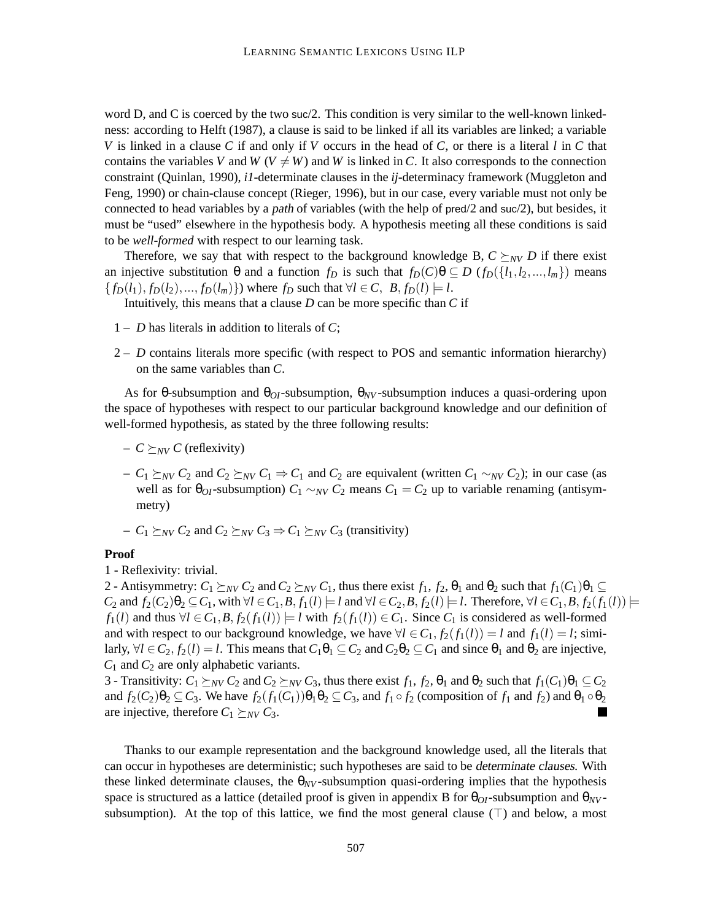word D, and C is coerced by the two suc/2. This condition is very similar to the well-known linkedness: according to Helft (1987), a clause is said to be linked if all its variables are linked; a variable $V$ is linked in a clause $C$ if and only if $V$ occurs in the head of $C$, or there is a literal $l$ in $C$ that contains the variables $V$ and $W$ ($V \neq W$) and $W$ is linked in $C$. It also corresponds to the connection constraint (Quinlan, 1990), *i1*-determinate clauses in the *ij*-determinacy framework (Muggleton and Feng, 1990) or chain-clause concept (Rieger, 1996), but in our case, every variable must not only be connected to head variables by a *path* of variables (with the help of pred/2 and suc/2), but besides, it must be "used" elsewhere in the hypothesis body. A hypothesis meeting all these conditions is said to be *well-formed* with respect to our learning task.

Therefore, we say that with respect to the background knowledge B, $C \succeq_{NV} D$ if there exist an injective substitution $\theta$ and a function $f_D$ is such that $f_D(C)\theta \subseteq D$ ($f_D(\{l_1, l_2, ..., l_m\})$ means $\{f_D(l_1), f_D(l_2), ..., f_D(l_m)\}$) where $f_D$ such that $\forall l \in C,\ B, f_D(l) \models l$.

Intuitively, this means that a clause $D$ can be more specific than $C$ if

1 – $D$ has literals in addition to literals of $C$;

2 – $D$ contains literals more specific (with respect to POS and semantic information hierarchy) on the same variables than $C$.

As for $\theta$-subsumption and $\theta_{OI}$-subsumption, $\theta_{NV}$-subsumption induces a quasi-ordering upon the space of hypotheses with respect to our particular background knowledge and our definition of well-formed hypothesis, as stated by the three following results:

- $C \succeq_{NV} C$ (reflexivity)
- $C_1 \succeq_{NV} C_2$ and $C_2 \succeq_{NV} C_1 \Rightarrow C_1$ and $C_2$ are equivalent (written $C_1 \sim_{NV} C_2$); in our case (as well as for $\theta_{OI}$-subsumption) $C_1 \sim_{NV} C_2$ means $C_1 = C_2$ up to variable renaming (antisymmetry)
- $C_1 \succeq_{NV} C_2$ and $C_2 \succeq_{NV} C_3 \Rightarrow C_1 \succeq_{NV} C_3$ (transitivity)

**Proof**

1 - Reflexivity: trivial.

2 - Antisymmetry: $C_1 \succeq_{NV} C_2$ and $C_2 \succeq_{NV} C_1$, thus there exist $f_1$, $f_2$, $\theta_1$ and $\theta_2$ such that $f_1(C_1)\theta_1 \subseteq C_2$ and $f_2(C_2)\theta_2 \subseteq C_1$, with $\forall l \in C_1, B, f_1(l) \models l$ and $\forall l \in C_2, B, f_2(l) \models l$. Therefore, $\forall l \in C_1, B, f_2(f_1(l)) \models f_1(l)$ and thus $\forall l \in C_1, B, f_2(f_1(l)) \models l$ with $f_2(f_1(l)) \in C_1$. Since $C_1$ is considered as well-formed and with respect to our background knowledge, we have $\forall l \in C_1, f_2(f_1(l)) = l$ and $f_1(l) = l$; similarly, $\forall l \in C_2, f_2(l) = l$. This means that $C_1\theta_1 \subseteq C_2$ and $C_2\theta_2 \subseteq C_1$ and since $\theta_1$ and $\theta_2$ are injective, $C_1$ and $C_2$ are only alphabetic variants.

3 - Transitivity: $C_1 \succeq_{NV} C_2$ and $C_2 \succeq_{NV} C_3$, thus there exist $f_1$, $f_2$, $\theta_1$ and $\theta_2$ such that $f_1(C_1)\theta_1 \subseteq C_2$ and $f_2(C_2)\theta_2 \subseteq C_3$. We have $f_2(f_1(C_1))\theta_1\theta_2 \subseteq C_3$, and $f_1 \circ f_2$ (composition of $f_1$ and $f_2$) and $\theta_1 \circ \theta_2$ are injective, therefore $C_1 \succeq_{NV} C_3$. ∎

Thanks to our example representation and the background knowledge used, all the literals that can occur in hypotheses are deterministic; such hypotheses are said to be *determinate clauses*. With these linked determinate clauses, the $\theta_{NV}$-subsumption quasi-ordering implies that the hypothesis space is structured as a lattice (detailed proof is given in appendix B for $\theta_{OI}$-subsumption and $\theta_{NV}$-subsumption). At the top of this lattice, we find the most general clause ($\top$) and below, a most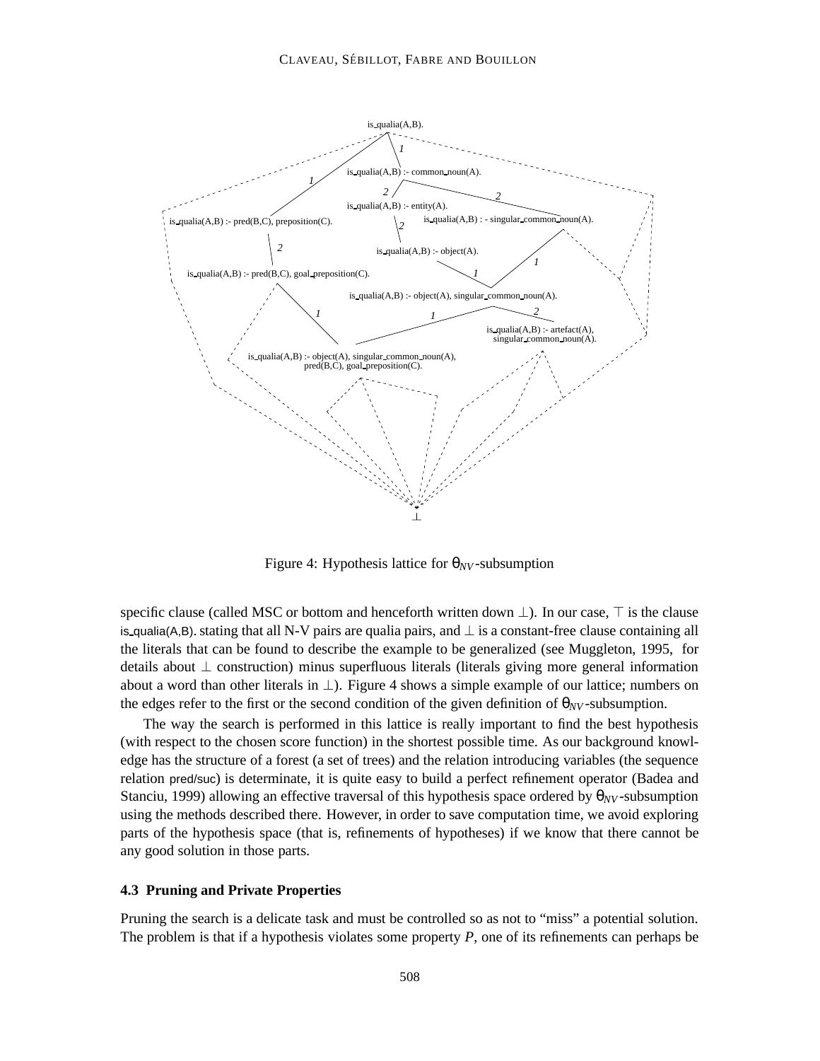Figure 4: Hypothesis lattice for $\theta_{NV}$-subsumption

specific clause (called MSC or bottom and henceforth written down $\perp$). In our case, $\top$ is the clause is_qualia(A,B). stating that all N-V pairs are qualia pairs, and $\perp$ is a constant-free clause containing all the literals that can be found to describe the example to be generalized (see Muggleton, 1995, for details about $\perp$ construction) minus superfluous literals (literals giving more general information about a word than other literals in $\perp$). Figure 4 shows a simple example of our lattice; numbers on the edges refer to the first or the second condition of the given definition of $\theta_{NV}$-subsumption.

The way the search is performed in this lattice is really important to find the best hypothesis (with respect to the chosen score function) in the shortest possible time. As our background knowledge has the structure of a forest (a set of trees) and the relation introducing variables (the sequence relation pred/suc) is determinate, it is quite easy to build a perfect refinement operator (Badea and Stanciu, 1999) allowing an effective traversal of this hypothesis space ordered by $\theta_{NV}$-subsumption using the methods described there. However, in order to save computation time, we avoid exploring parts of the hypothesis space (that is, refinements of hypotheses) if we know that there cannot be any good solution in those parts.

### 4.3 Pruning and Private Properties

Pruning the search is a delicate task and must be controlled so as not to "miss" a potential solution. The problem is that if a hypothesis violates some property *P*, one of its refinements can perhaps be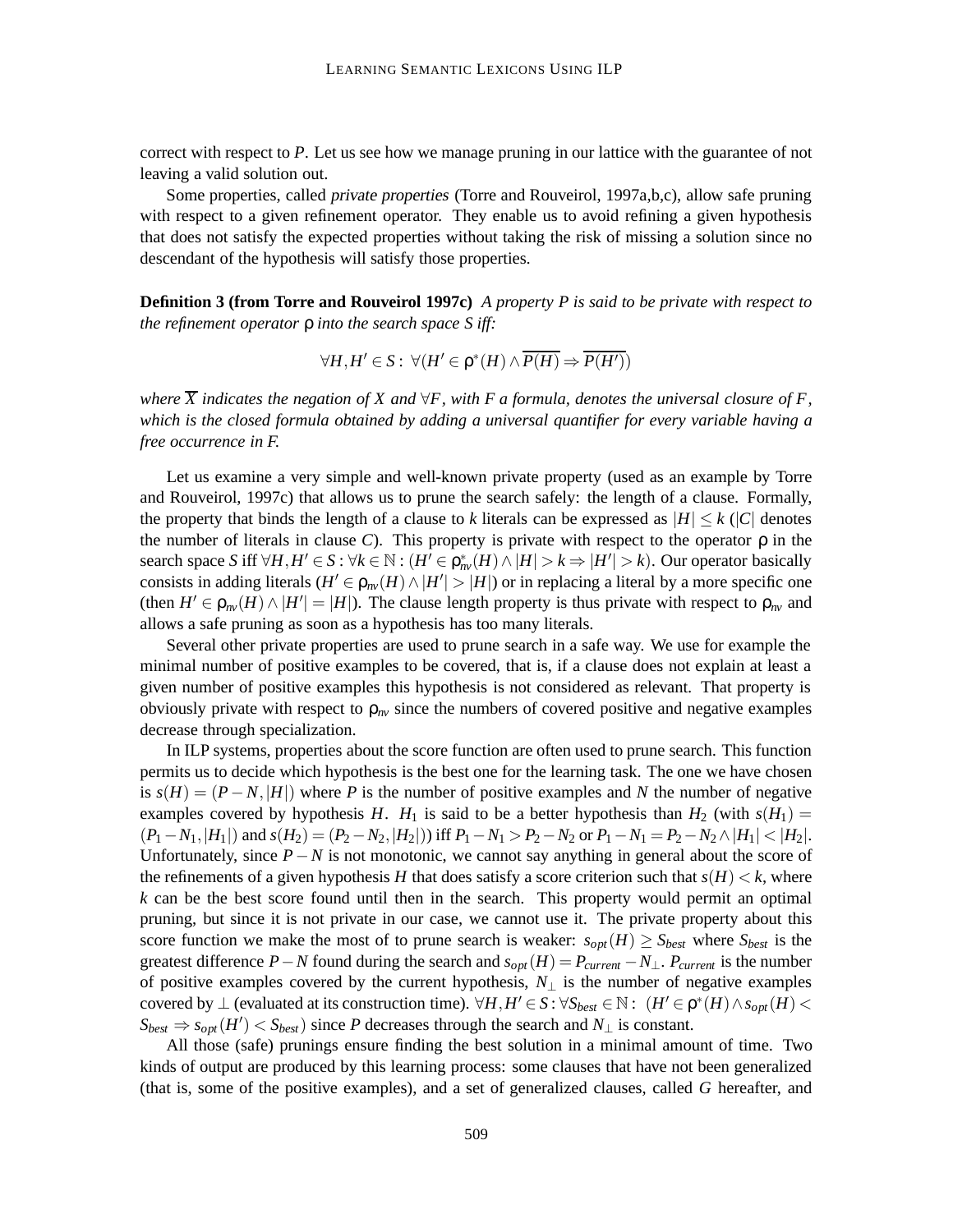correct with respect to $P$. Let us see how we manage pruning in our lattice with the guarantee of not leaving a valid solution out.

Some properties, called *private properties* (Torre and Rouveirol, 1997a,b,c), allow safe pruning with respect to a given refinement operator. They enable us to avoid refining a given hypothesis that does not satisfy the expected properties without taking the risk of missing a solution since no descendant of the hypothesis will satisfy those properties.

**Definition 3 (from Torre and Rouveirol 1997c)** *A property $P$ is said to be private with respect to the refinement operator $\rho$ into the search space $S$ iff:*

$$\forall H, H' \in S: \ \forall (H' \in \rho^*(H) \wedge \overline{P(H)} \Rightarrow \overline{P(H')})$$

*where $\overline{X}$ indicates the negation of $X$ and $\forall F$, with $F$ a formula, denotes the universal closure of $F$, which is the closed formula obtained by adding a universal quantifier for every variable having a free occurrence in $F$.*

Let us examine a very simple and well-known private property (used as an example by Torre and Rouveirol, 1997c) that allows us to prune the search safely: the length of a clause. Formally, the property that binds the length of a clause to $k$ literals can be expressed as $|H| \leq k$ ($|C|$ denotes the number of literals in clause $C$). This property is private with respect to the operator $\rho$ in the search space $S$ iff $\forall H, H' \in S: \forall k \in \mathbb{N}: (H' \in \rho^*_{nv}(H) \wedge |H| > k \Rightarrow |H'| > k)$. Our operator basically consists in adding literals ($H' \in \rho_{nv}(H) \wedge |H'| > |H|$) or in replacing a literal by a more specific one (then $H' \in \rho_{nv}(H) \wedge |H'| = |H|$). The clause length property is thus private with respect to $\rho_{nv}$ and allows a safe pruning as soon as a hypothesis has too many literals.

Several other private properties are used to prune search in a safe way. We use for example the minimal number of positive examples to be covered, that is, if a clause does not explain at least a given number of positive examples this hypothesis is not considered as relevant. That property is obviously private with respect to $\rho_{nv}$ since the numbers of covered positive and negative examples decrease through specialization.

In ILP systems, properties about the score function are often used to prune search. This function permits us to decide which hypothesis is the best one for the learning task. The one we have chosen is $s(H) = (P - N, |H|)$ where $P$ is the number of positive examples and $N$ the number of negative examples covered by hypothesis $H$. $H_1$ is said to be a better hypothesis than $H_2$ (with $s(H_1) = (P_1 - N_1, |H_1|)$ and $s(H_2) = (P_2 - N_2, |H_2|)$) iff $P_1 - N_1 > P_2 - N_2$ or $P_1 - N_1 = P_2 - N_2 \wedge |H_1| < |H_2|$. Unfortunately, since $P - N$ is not monotonic, we cannot say anything in general about the score of the refinements of a given hypothesis $H$ that does satisfy a score criterion such that $s(H) < k$, where $k$ can be the best score found until then in the search. This property would permit an optimal pruning, but since it is not private in our case, we cannot use it. The private property about this score function we make the most of to prune search is weaker: $s_{opt}(H) \geq S_{best}$ where $S_{best}$ is the greatest difference $P - N$ found during the search and $s_{opt}(H) = P_{current} - N_{\perp}$. $P_{current}$ is the number of positive examples covered by the current hypothesis, $N_{\perp}$ is the number of negative examples covered by $\perp$ (evaluated at its construction time). $\forall H, H' \in S: \forall S_{best} \in \mathbb{N}: \ (H' \in \rho^*(H) \wedge s_{opt}(H) < S_{best} \Rightarrow s_{opt}(H') < S_{best})$ since $P$ decreases through the search and $N_{\perp}$ is constant.

All those (safe) prunings ensure finding the best solution in a minimal amount of time. Two kinds of output are produced by this learning process: some clauses that have not been generalized (that is, some of the positive examples), and a set of generalized clauses, called $G$ hereafter, and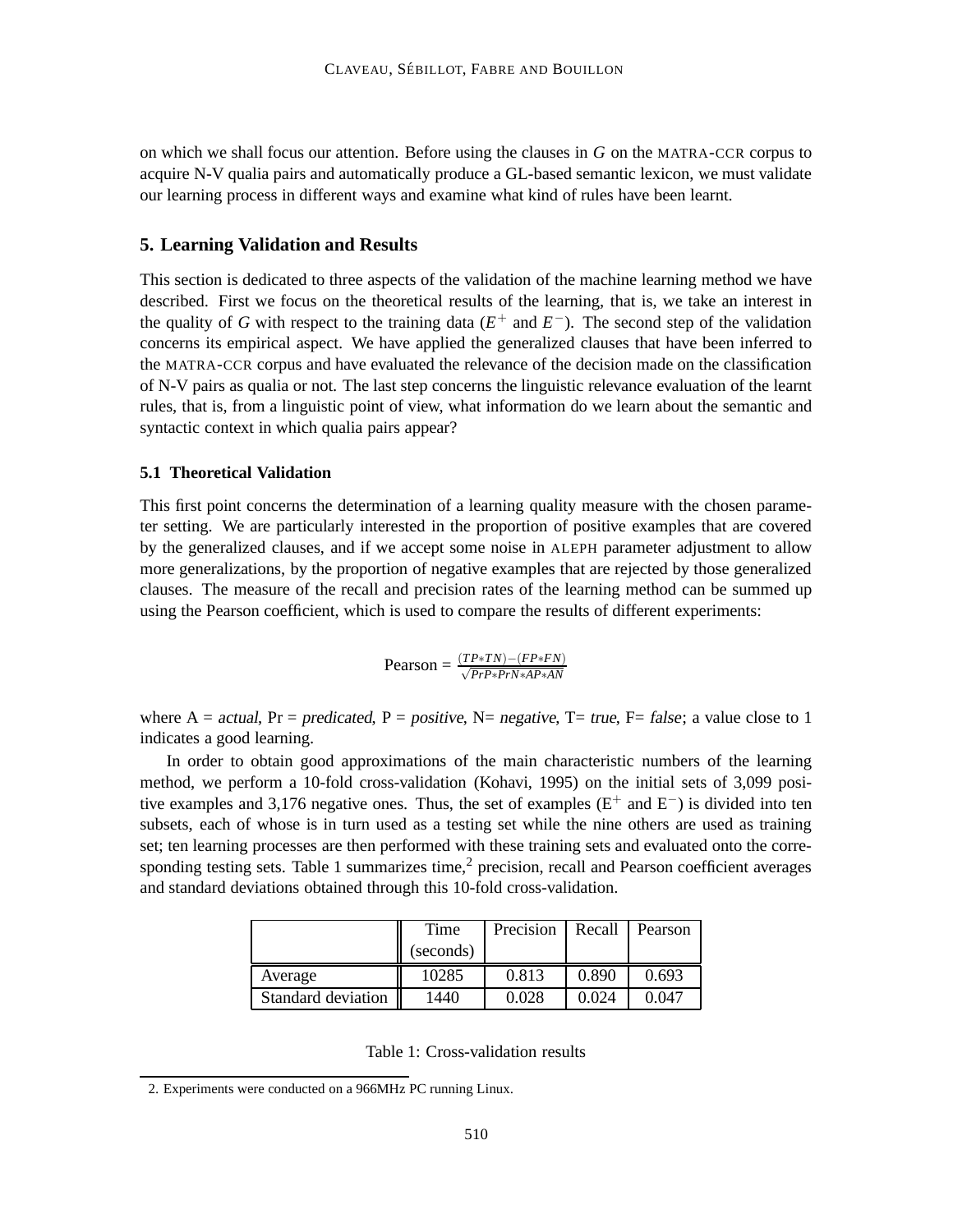on which we shall focus our attention. Before using the clauses in $G$ on the MATRA-CCR corpus to acquire N-V qualia pairs and automatically produce a GL-based semantic lexicon, we must validate our learning process in different ways and examine what kind of rules have been learnt.

## 5. Learning Validation and Results

This section is dedicated to three aspects of the validation of the machine learning method we have described. First we focus on the theoretical results of the learning, that is, we take an interest in the quality of $G$ with respect to the training data ($E^+$ and $E^-$). The second step of the validation concerns its empirical aspect. We have applied the generalized clauses that have been inferred to the MATRA-CCR corpus and have evaluated the relevance of the decision made on the classification of N-V pairs as qualia or not. The last step concerns the linguistic relevance evaluation of the learnt rules, that is, from a linguistic point of view, what information do we learn about the semantic and syntactic context in which qualia pairs appear?

### 5.1 Theoretical Validation

This first point concerns the determination of a learning quality measure with the chosen parameter setting. We are particularly interested in the proportion of positive examples that are covered by the generalized clauses, and if we accept some noise in ALEPH parameter adjustment to allow more generalizations, by the proportion of negative examples that are rejected by those generalized clauses. The measure of the recall and precision rates of the learning method can be summed up using the Pearson coefficient, which is used to compare the results of different experiments:

$$\text{Pearson} = \frac{(TP*TN)-(FP*FN)}{\sqrt{PrP*PrN*AP*AN}}$$

where A = *actual*, Pr = *predicated*, P = *positive*, N= *negative*, T= *true*, F= *false*; a value close to 1 indicates a good learning.

In order to obtain good approximations of the main characteristic numbers of the learning method, we perform a 10-fold cross-validation (Kohavi, 1995) on the initial sets of 3,099 positive examples and 3,176 negative ones. Thus, the set of examples ($E^+$ and $E^-$) is divided into ten subsets, each of whose is in turn used as a testing set while the nine others are used as training set; ten learning processes are then performed with these training sets and evaluated onto the corresponding testing sets. Table 1 summarizes time,[2] precision, recall and Pearson coefficient averages and standard deviations obtained through this 10-fold cross-validation.

| | Time (seconds) | Precision | Recall | Pearson |
|---|---|---|---|---|
| Average | 10285 | 0.813 | 0.890 | 0.693 |
| Standard deviation | 1440 | 0.028 | 0.024 | 0.047 |

Table 1: Cross-validation results

2. Experiments were conducted on a 966MHz PC running Linux.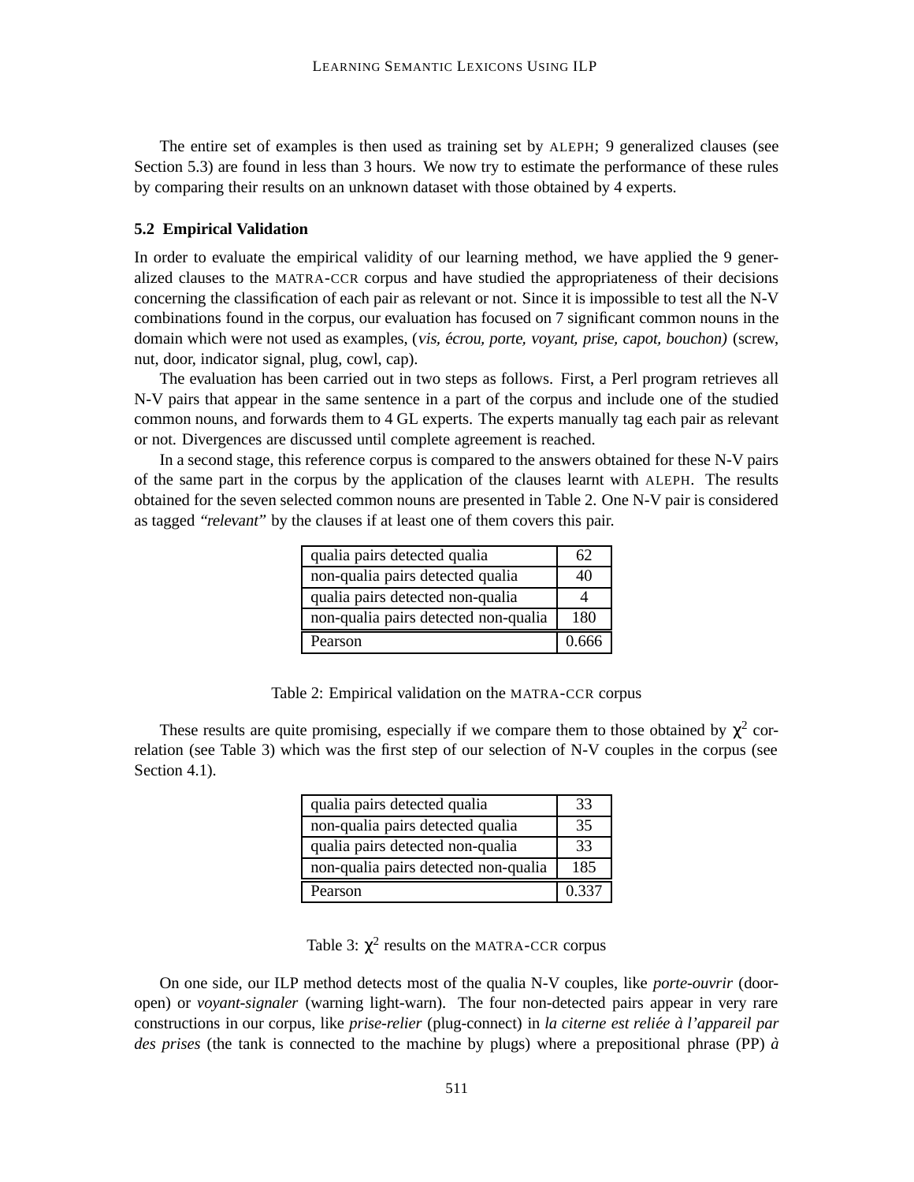The entire set of examples is then used as training set by ALEPH; 9 generalized clauses (see Section 5.3) are found in less than 3 hours. We now try to estimate the performance of these rules by comparing their results on an unknown dataset with those obtained by 4 experts.

### 5.2 Empirical Validation

In order to evaluate the empirical validity of our learning method, we have applied the 9 generalized clauses to the MATRA-CCR corpus and have studied the appropriateness of their decisions concerning the classification of each pair as relevant or not. Since it is impossible to test all the N-V combinations found in the corpus, our evaluation has focused on 7 significant common nouns in the domain which were not used as examples, (*vis, écrou, porte, voyant, prise, capot, bouchon)* (screw, nut, door, indicator signal, plug, cowl, cap).

The evaluation has been carried out in two steps as follows. First, a Perl program retrieves all N-V pairs that appear in the same sentence in a part of the corpus and include one of the studied common nouns, and forwards them to 4 GL experts. The experts manually tag each pair as relevant or not. Divergences are discussed until complete agreement is reached.

In a second stage, this reference corpus is compared to the answers obtained for these N-V pairs of the same part in the corpus by the application of the clauses learnt with ALEPH. The results obtained for the seven selected common nouns are presented in Table 2. One N-V pair is considered as tagged *"relevant"* by the clauses if at least one of them covers this pair.

| | |
|---|---|
| qualia pairs detected qualia | 62 |
| non-qualia pairs detected qualia | 40 |
| qualia pairs detected non-qualia | 4 |
| non-qualia pairs detected non-qualia | 180 |
| Pearson | 0.666 |

Table 2: Empirical validation on the MATRA-CCR corpus

These results are quite promising, especially if we compare them to those obtained by $\chi^2$ correlation (see Table 3) which was the first step of our selection of N-V couples in the corpus (see Section 4.1).

| | |
|---|---|
| qualia pairs detected qualia | 33 |
| non-qualia pairs detected qualia | 35 |
| qualia pairs detected non-qualia | 33 |
| non-qualia pairs detected non-qualia | 185 |
| Pearson | 0.337 |

Table 3: $\chi^2$ results on the MATRA-CCR corpus

On one side, our ILP method detects most of the qualia N-V couples, like *porte-ouvrir* (door-open) or *voyant-signaler* (warning light-warn). The four non-detected pairs appear in very rare constructions in our corpus, like *prise-relier* (plug-connect) in *la citerne est reliée à l'appareil par des prises* (the tank is connected to the machine by plugs) where a prepositional phrase (PP) *à*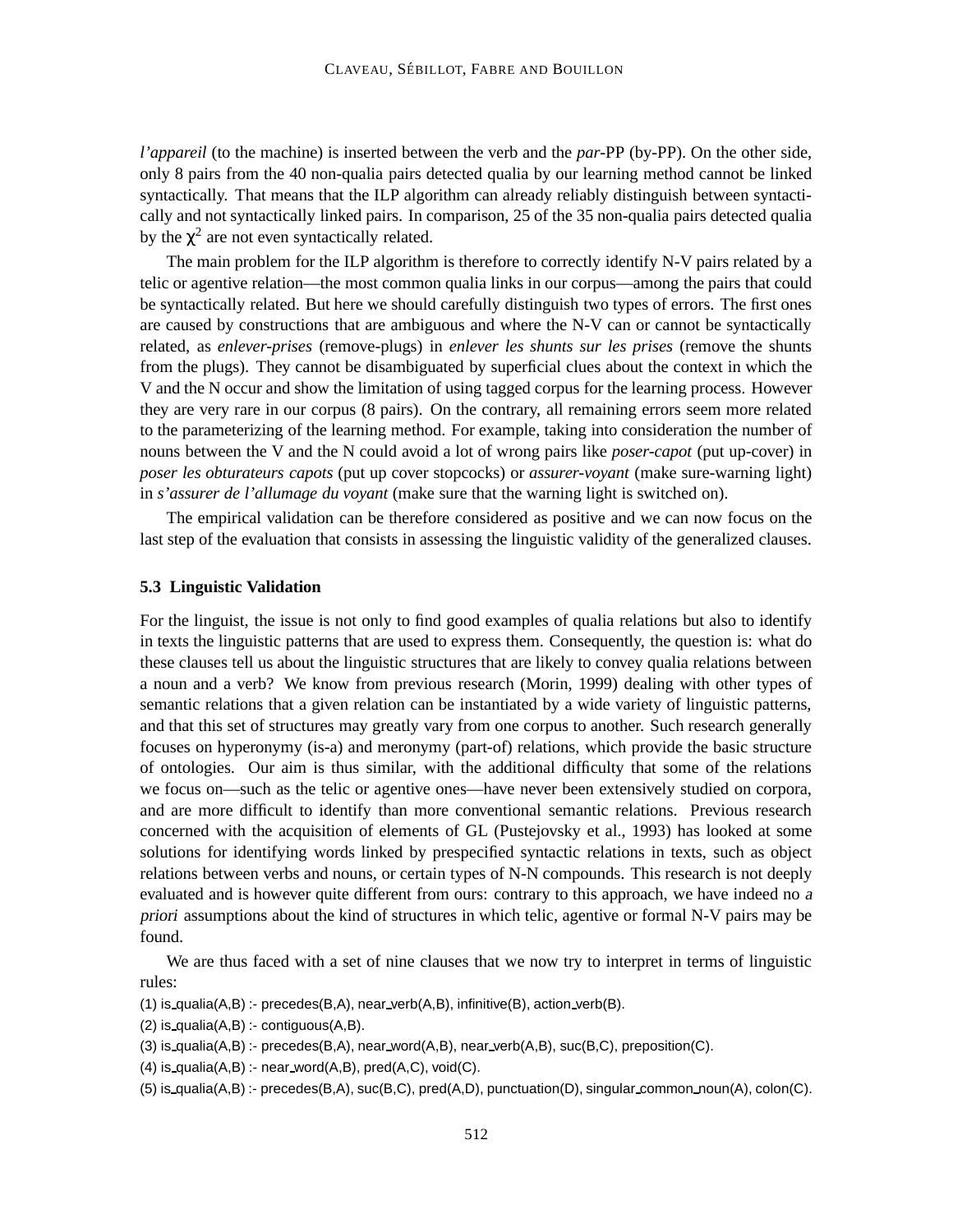*l'appareil* (to the machine) is inserted between the verb and the *par*-PP (by-PP). On the other side, only 8 pairs from the 40 non-qualia pairs detected qualia by our learning method cannot be linked syntactically. That means that the ILP algorithm can already reliably distinguish between syntactically and not syntactically linked pairs. In comparison, 25 of the 35 non-qualia pairs detected qualia by the $\chi^2$ are not even syntactically related.

The main problem for the ILP algorithm is therefore to correctly identify N-V pairs related by a telic or agentive relation—the most common qualia links in our corpus—among the pairs that could be syntactically related. But here we should carefully distinguish two types of errors. The first ones are caused by constructions that are ambiguous and where the N-V can or cannot be syntactically related, as *enlever-prises* (remove-plugs) in *enlever les shunts sur les prises* (remove the shunts from the plugs). They cannot be disambiguated by superficial clues about the context in which the V and the N occur and show the limitation of using tagged corpus for the learning process. However they are very rare in our corpus (8 pairs). On the contrary, all remaining errors seem more related to the parameterizing of the learning method. For example, taking into consideration the number of nouns between the V and the N could avoid a lot of wrong pairs like *poser-capot* (put up-cover) in *poser les obturateurs capots* (put up cover stopcocks) or *assurer-voyant* (make sure-warning light) in *s'assurer de l'allumage du voyant* (make sure that the warning light is switched on).

The empirical validation can be therefore considered as positive and we can now focus on the last step of the evaluation that consists in assessing the linguistic validity of the generalized clauses.

### 5.3 Linguistic Validation

For the linguist, the issue is not only to find good examples of qualia relations but also to identify in texts the linguistic patterns that are used to express them. Consequently, the question is: what do these clauses tell us about the linguistic structures that are likely to convey qualia relations between a noun and a verb? We know from previous research (Morin, 1999) dealing with other types of semantic relations that a given relation can be instantiated by a wide variety of linguistic patterns, and that this set of structures may greatly vary from one corpus to another. Such research generally focuses on hyperonymy (is-a) and meronymy (part-of) relations, which provide the basic structure of ontologies. Our aim is thus similar, with the additional difficulty that some of the relations we focus on—such as the telic or agentive ones—have never been extensively studied on corpora, and are more difficult to identify than more conventional semantic relations. Previous research concerned with the acquisition of elements of GL (Pustejovsky et al., 1993) has looked at some solutions for identifying words linked by prespecified syntactic relations in texts, such as object relations between verbs and nouns, or certain types of N-N compounds. This research is not deeply evaluated and is however quite different from ours: contrary to this approach, we have indeed no *a priori* assumptions about the kind of structures in which telic, agentive or formal N-V pairs may be found.

We are thus faced with a set of nine clauses that we now try to interpret in terms of linguistic rules:

(1) is_qualia(A,B) :- precedes(B,A), near_verb(A,B), infinitive(B), action_verb(B).

(2) is_qualia(A,B) :- contiguous(A,B).

(3) is_qualia(A,B) :- precedes(B,A), near_word(A,B), near_verb(A,B), suc(B,C), preposition(C).

(4) is_qualia(A,B) :- near_word(A,B), pred(A,C), void(C).

(5) is_qualia(A,B) :- precedes(B,A), suc(B,C), pred(A,D), punctuation(D), singular_common_noun(A), colon(C).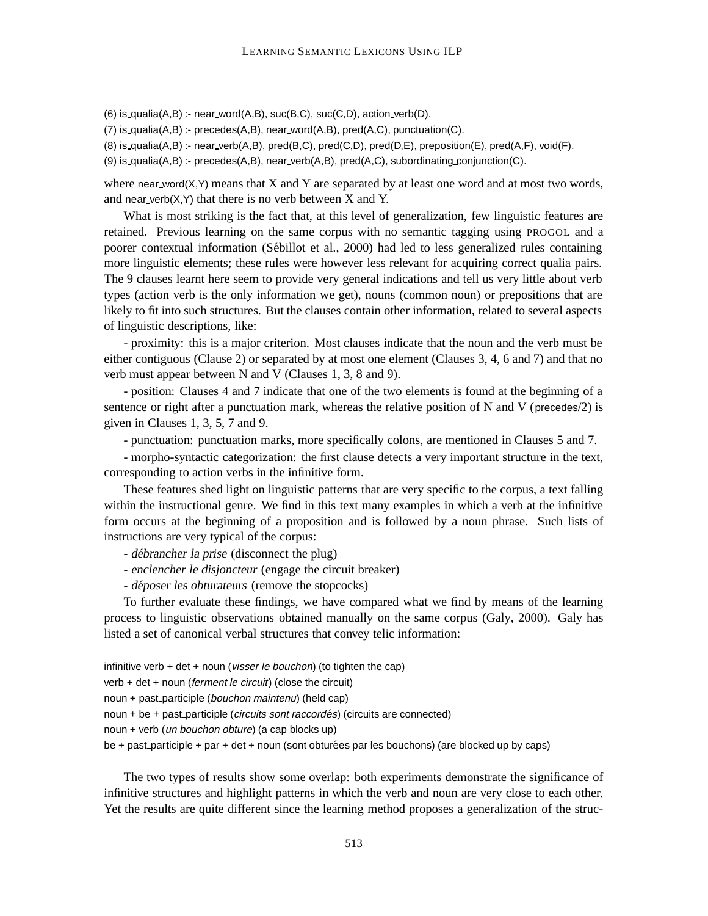(6) is_qualia(A,B) :- near_word(A,B), suc(B,C), suc(C,D), action_verb(D).

(7) is_qualia(A,B) :- precedes(A,B), near_word(A,B), pred(A,C), punctuation(C).

(8) is_qualia(A,B) :- near_verb(A,B), pred(B,C), pred(C,D), pred(D,E), preposition(E), pred(A,F), void(F).

(9) is_qualia(A,B) :- precedes(A,B), near_verb(A,B), pred(A,C), subordinating_conjunction(C).

where near_word(X,Y) means that X and Y are separated by at least one word and at most two words, and near_verb(X,Y) that there is no verb between X and Y.

What is most striking is the fact that, at this level of generalization, few linguistic features are retained. Previous learning on the same corpus with no semantic tagging using PROGOL and a poorer contextual information (Sébillot et al., 2000) had led to less generalized rules containing more linguistic elements; these rules were however less relevant for acquiring correct qualia pairs. The 9 clauses learnt here seem to provide very general indications and tell us very little about verb types (action verb is the only information we get), nouns (common noun) or prepositions that are likely to fit into such structures. But the clauses contain other information, related to several aspects of linguistic descriptions, like:

- proximity: this is a major criterion. Most clauses indicate that the noun and the verb must be either contiguous (Clause 2) or separated by at most one element (Clauses 3, 4, 6 and 7) and that no verb must appear between N and V (Clauses 1, 3, 8 and 9).

- position: Clauses 4 and 7 indicate that one of the two elements is found at the beginning of a sentence or right after a punctuation mark, whereas the relative position of N and V (precedes/2) is given in Clauses 1, 3, 5, 7 and 9.

- punctuation: punctuation marks, more specifically colons, are mentioned in Clauses 5 and 7.

- morpho-syntactic categorization: the first clause detects a very important structure in the text, corresponding to action verbs in the infinitive form.

These features shed light on linguistic patterns that are very specific to the corpus, a text falling within the instructional genre. We find in this text many examples in which a verb at the infinitive form occurs at the beginning of a proposition and is followed by a noun phrase. Such lists of instructions are very typical of the corpus:

- *débrancher la prise* (disconnect the plug)
- *enclencher le disjoncteur* (engage the circuit breaker)
- *déposer les obturateurs* (remove the stopcocks)

To further evaluate these findings, we have compared what we find by means of the learning process to linguistic observations obtained manually on the same corpus (Galy, 2000). Galy has listed a set of canonical verbal structures that convey telic information:

infinitive verb + det + noun (*visser le bouchon*) (to tighten the cap)
verb + det + noun (*ferment le circuit*) (close the circuit)
noun + past_participle (*bouchon maintenu*) (held cap)
noun + be + past_participle (*circuits sont raccordés*) (circuits are connected)
noun + verb (*un bouchon obture*) (a cap blocks up)
be + past_participle + par + det + noun (sont obturées par les bouchons) (are blocked up by caps)

The two types of results show some overlap: both experiments demonstrate the significance of infinitive structures and highlight patterns in which the verb and noun are very close to each other. Yet the results are quite different since the learning method proposes a generalization of the struc-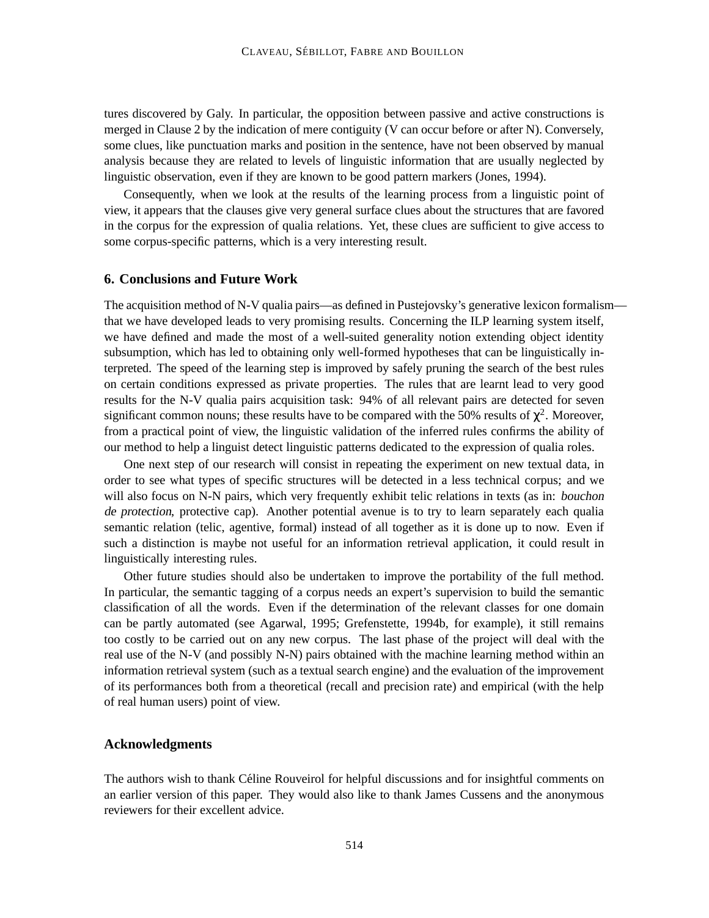tures discovered by Galy. In particular, the opposition between passive and active constructions is merged in Clause 2 by the indication of mere contiguity (V can occur before or after N). Conversely, some clues, like punctuation marks and position in the sentence, have not been observed by manual analysis because they are related to levels of linguistic information that are usually neglected by linguistic observation, even if they are known to be good pattern markers (Jones, 1994).

Consequently, when we look at the results of the learning process from a linguistic point of view, it appears that the clauses give very general surface clues about the structures that are favored in the corpus for the expression of qualia relations. Yet, these clues are sufficient to give access to some corpus-specific patterns, which is a very interesting result.

## 6. Conclusions and Future Work

The acquisition method of N-V qualia pairs—as defined in Pustejovsky's generative lexicon formalism—that we have developed leads to very promising results. Concerning the ILP learning system itself, we have defined and made the most of a well-suited generality notion extending object identity subsumption, which has led to obtaining only well-formed hypotheses that can be linguistically interpreted. The speed of the learning step is improved by safely pruning the search of the best rules on certain conditions expressed as private properties. The rules that are learnt lead to very good results for the N-V qualia pairs acquisition task: 94% of all relevant pairs are detected for seven significant common nouns; these results have to be compared with the 50% results of $\chi^2$. Moreover, from a practical point of view, the linguistic validation of the inferred rules confirms the ability of our method to help a linguist detect linguistic patterns dedicated to the expression of qualia roles.

One next step of our research will consist in repeating the experiment on new textual data, in order to see what types of specific structures will be detected in a less technical corpus; and we will also focus on N-N pairs, which very frequently exhibit telic relations in texts (as in: *bouchon de protection*, protective cap). Another potential avenue is to try to learn separately each qualia semantic relation (telic, agentive, formal) instead of all together as it is done up to now. Even if such a distinction is maybe not useful for an information retrieval application, it could result in linguistically interesting rules.

Other future studies should also be undertaken to improve the portability of the full method. In particular, the semantic tagging of a corpus needs an expert's supervision to build the semantic classification of all the words. Even if the determination of the relevant classes for one domain can be partly automated (see Agarwal, 1995; Grefenstette, 1994b, for example), it still remains too costly to be carried out on any new corpus. The last phase of the project will deal with the real use of the N-V (and possibly N-N) pairs obtained with the machine learning method within an information retrieval system (such as a textual search engine) and the evaluation of the improvement of its performances both from a theoretical (recall and precision rate) and empirical (with the help of real human users) point of view.

## Acknowledgments

The authors wish to thank Céline Rouveirol for helpful discussions and for insightful comments on an earlier version of this paper. They would also like to thank James Cussens and the anonymous reviewers for their excellent advice.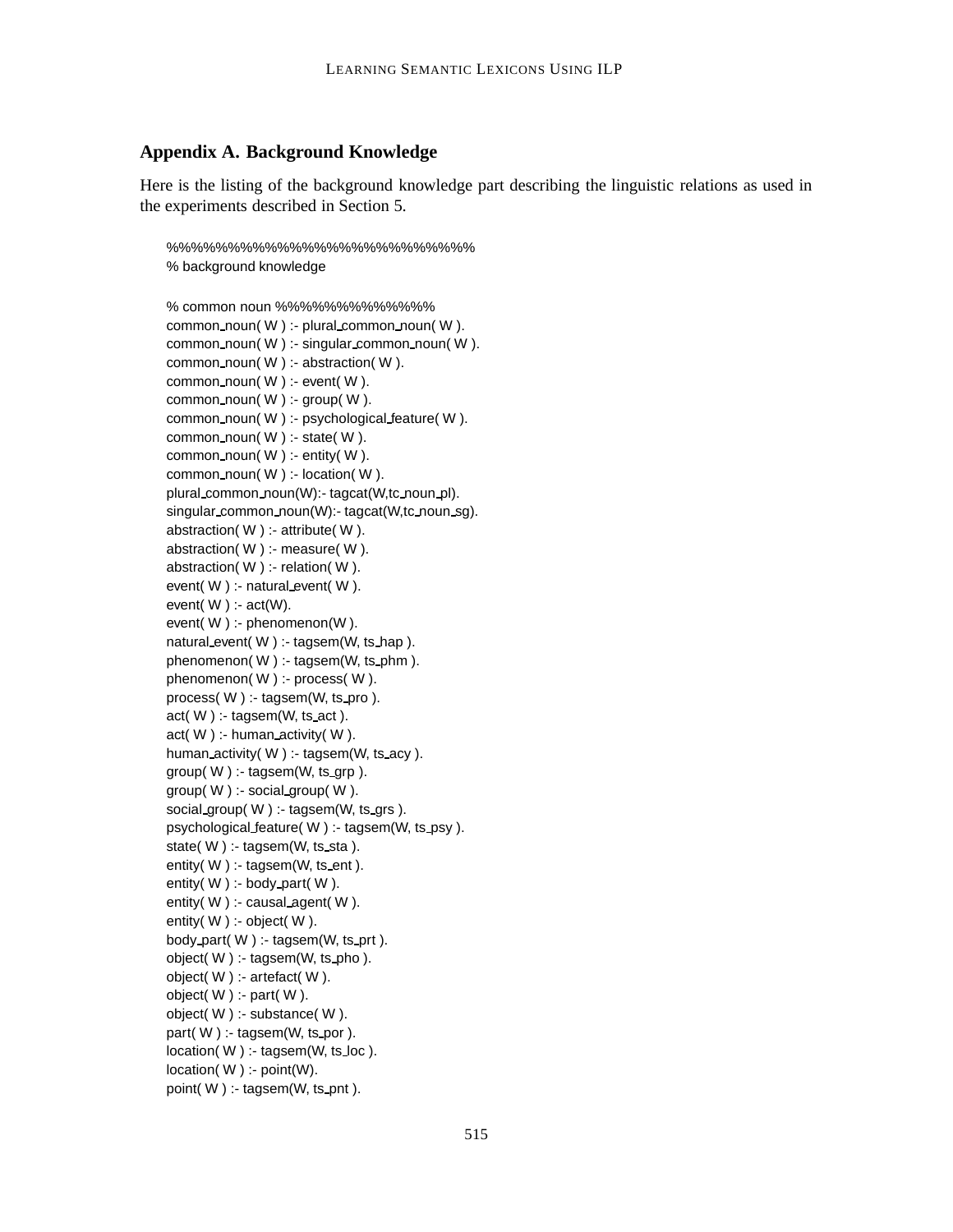## Appendix A. Background Knowledge

Here is the listing of the background knowledge part describing the linguistic relations as used in the experiments described in Section 5.

```
%%%%%%%%%%%%%%%%%%%%%%%%%
% background knowledge

% common noun %%%%%%%%%%%%%
common_noun( W ) :- plural_common_noun( W ).
common_noun( W ) :- singular_common_noun( W ).
common_noun( W ) :- abstraction( W ).
common_noun( W ) :- event( W ).
common_noun( W ) :- group( W ).
common_noun( W ) :- psychological_feature( W ).
common_noun( W ) :- state( W ).
common_noun( W ) :- entity( W ).
common_noun( W ) :- location( W ).
plural_common_noun(W):- tagcat(W,tc_noun_pl).
singular_common_noun(W):- tagcat(W,tc_noun_sg).
abstraction( W ) :- attribute( W ).
abstraction( W ) :- measure( W ).
abstraction( W ) :- relation( W ).
event( W ) :- natural_event( W ).
event( W ) :- act(W).
event( W ) :- phenomenon(W ).
natural_event( W ) :- tagsem(W, ts_hap ).
phenomenon( W ) :- tagsem(W, ts_phm ).
phenomenon( W ) :- process( W ).
process( W ) :- tagsem(W, ts_pro ).
act( W ) :- tagsem(W, ts_act ).
act( W ) :- human_activity( W ).
human_activity( W ) :- tagsem(W, ts_acy ).
group( W ) :- tagsem(W, ts_grp ).
group( W ) :- social_group( W ).
social_group( W ) :- tagsem(W, ts_grs ).
psychological_feature( W ) :- tagsem(W, ts_psy ).
state( W ) :- tagsem(W, ts_sta ).
entity( W ) :- tagsem(W, ts_ent ).
entity( W ) :- body_part( W ).
entity( W ) :- causal_agent( W ).
entity( W ) :- object( W ).
body_part( W ) :- tagsem(W, ts_prt ).
object( W ) :- tagsem(W, ts_pho ).
object( W ) :- artefact( W ).
object( W ) :- part( W ).
object( W ) :- substance( W ).
part( W ) :- tagsem(W, ts_por ).
location( W ) :- tagsem(W, ts_loc ).
location( W ) :- point(W).
point( W ) :- tagsem(W, ts_pnt ).
```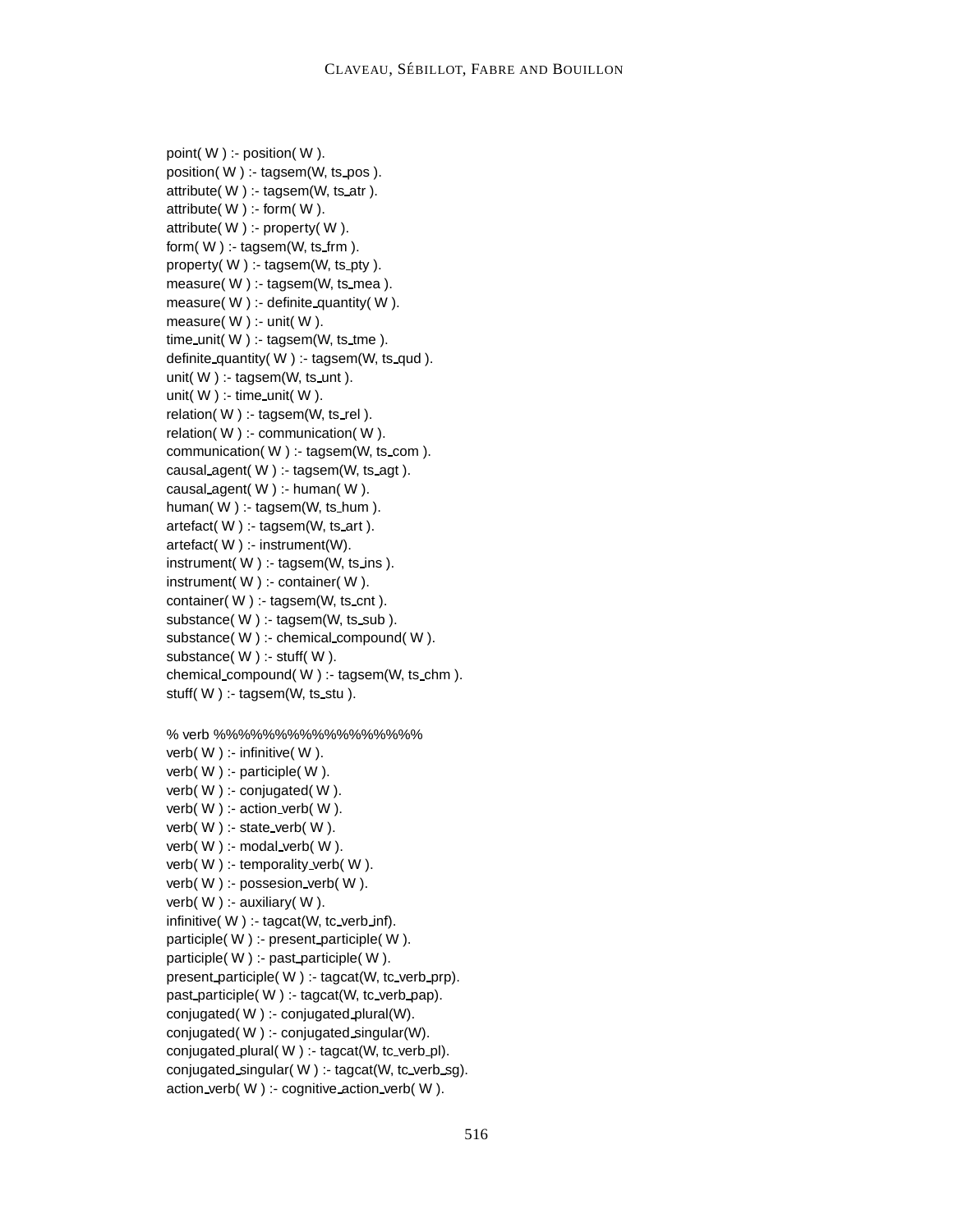```
point( W ) :- position( W ).
position( W ) :- tagsem(W, ts_pos ).
attribute( W ) :- tagsem(W, ts_atr ).
attribute( W ) :- form( W ).
attribute( W ) :- property( W ).
form( W ) :- tagsem(W, ts_frm ).
property( W ) :- tagsem(W, ts_pty ).
measure( W ) :- tagsem(W, ts_mea ).
measure( W ) :- definite_quantity( W ).
measure( W ) :- unit( W ).
time_unit( W ) :- tagsem(W, ts_tme ).
definite_quantity( W ) :- tagsem(W, ts_qud ).
unit( W ) :- tagsem(W, ts_unt ).
unit( W ) :- time_unit( W ).
relation( W ) :- tagsem(W, ts_rel ).
relation( W ) :- communication( W ).
communication( W ) :- tagsem(W, ts_com ).
causal_agent( W ) :- tagsem(W, ts_agt ).
causal_agent( W ) :- human( W ).
human( W ) :- tagsem(W, ts_hum ).
artefact( W ) :- tagsem(W, ts_art ).
artefact( W ) :- instrument(W).
instrument( W ) :- tagsem(W, ts_ins ).
instrument( W ) :- container( W ).
container( W ) :- tagsem(W, ts_cnt ).
substance( W ) :- tagsem(W, ts_sub ).
substance( W ) :- chemical_compound( W ).
substance( W ) :- stuff( W ).
chemical_compound( W ) :- tagsem(W, ts_chm ).
stuff( W ) :- tagsem(W, ts_stu ).

% verb %%%%%%%%%%%%%%%%%
verb( W ) :- infinitive( W ).
verb( W ) :- participle( W ).
verb( W ) :- conjugated( W ).
verb( W ) :- action_verb( W ).
verb( W ) :- state_verb( W ).
verb( W ) :- modal_verb( W ).
verb( W ) :- temporality_verb( W ).
verb( W ) :- possesion_verb( W ).
verb( W ) :- auxiliary( W ).
infinitive( W ) :- tagcat(W, tc_verb_inf).
participle( W ) :- present_participle( W ).
participle( W ) :- past_participle( W ).
present_participle( W ) :- tagcat(W, tc_verb_prp).
past_participle( W ) :- tagcat(W, tc_verb_pap).
conjugated( W ) :- conjugated_plural(W).
conjugated( W ) :- conjugated_singular(W).
conjugated_plural( W ) :- tagcat(W, tc_verb_pl).
conjugated_singular( W ) :- tagcat(W, tc_verb_sg).
action_verb( W ) :- cognitive_action_verb( W ).
```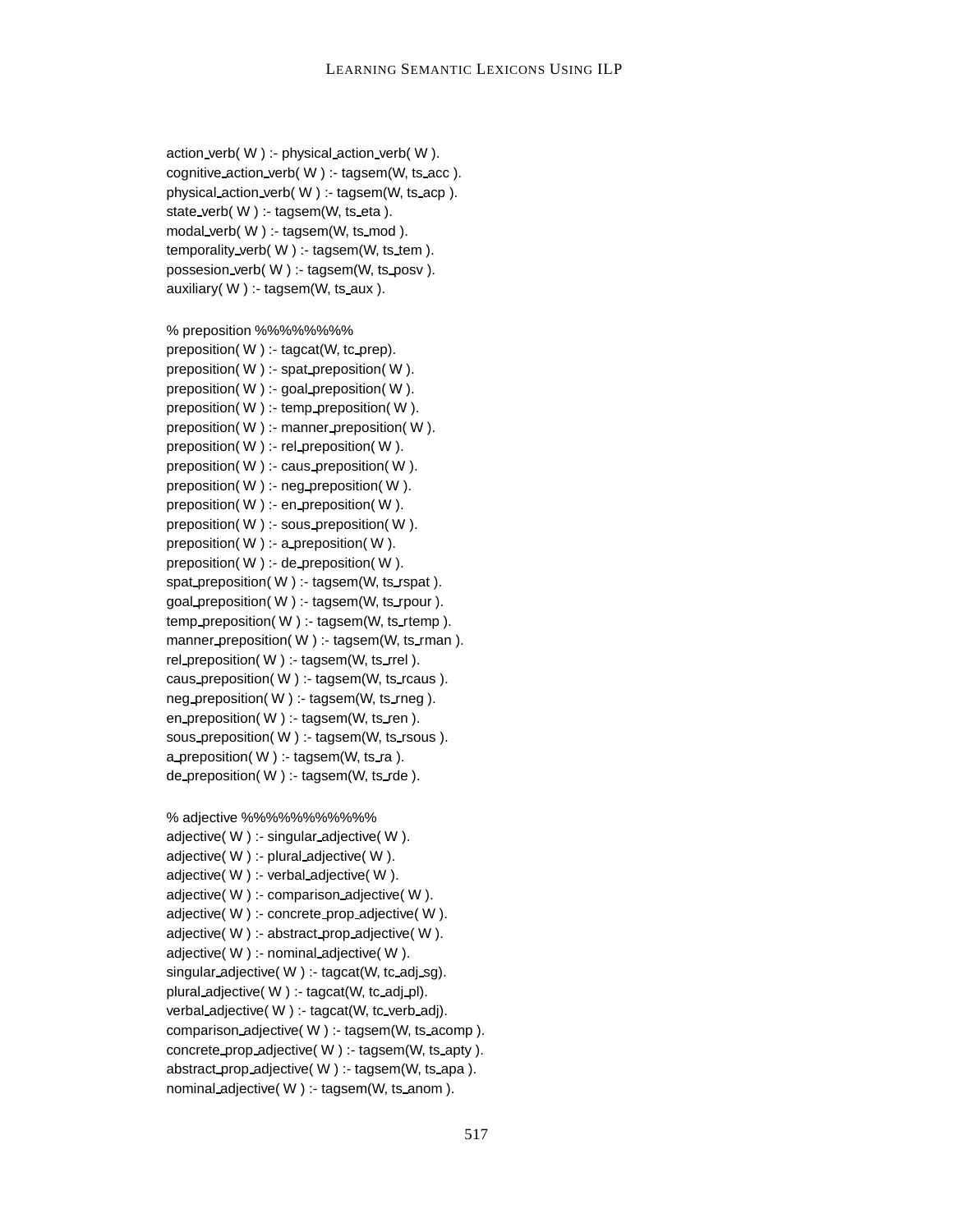```
action_verb( W ) :- physical_action_verb( W ).
cognitive_action_verb( W ) :- tagsem(W, ts_acc ).
physical_action_verb( W ) :- tagsem(W, ts_acp ).
state_verb( W ) :- tagsem(W, ts_eta ).
modal_verb( W ) :- tagsem(W, ts_mod ).
temporality_verb( W ) :- tagsem(W, ts_tem ).
possesion_verb( W ) :- tagsem(W, ts_posv ).
auxiliary( W ) :- tagsem(W, ts_aux ).

% preposition %%%%%%%%
preposition( W ) :- tagcat(W, tc_prep).
preposition( W ) :- spat_preposition( W ).
preposition( W ) :- goal_preposition( W ).
preposition( W ) :- temp_preposition( W ).
preposition( W ) :- manner_preposition( W ).
preposition( W ) :- rel_preposition( W ).
preposition( W ) :- caus_preposition( W ).
preposition( W ) :- neg_preposition( W ).
preposition( W ) :- en_preposition( W ).
preposition( W ) :- sous_preposition( W ).
preposition( W ) :- a_preposition( W ).
preposition( W ) :- de_preposition( W ).
spat_preposition( W ) :- tagsem(W, ts_rspat ).
goal_preposition( W ) :- tagsem(W, ts_rpour ).
temp_preposition( W ) :- tagsem(W, ts_rtemp ).
manner_preposition( W ) :- tagsem(W, ts_rman ).
rel_preposition( W ) :- tagsem(W, ts_rrel ).
caus_preposition( W ) :- tagsem(W, ts_rcaus ).
neg_preposition( W ) :- tagsem(W, ts_rneg ).
en_preposition( W ) :- tagsem(W, ts_ren ).
sous_preposition( W ) :- tagsem(W, ts_rsous ).
a_preposition( W ) :- tagsem(W, ts_ra ).
de_preposition( W ) :- tagsem(W, ts_rde ).

% adjective %%%%%%%%%%%
adjective( W ) :- singular_adjective( W ).
adjective( W ) :- plural_adjective( W ).
adjective( W ) :- verbal_adjective( W ).
adjective( W ) :- comparison_adjective( W ).
adjective( W ) :- concrete_prop_adjective( W ).
adjective( W ) :- abstract_prop_adjective( W ).
adjective( W ) :- nominal_adjective( W ).
singular_adjective( W ) :- tagcat(W, tc_adj_sg).
plural_adjective( W ) :- tagcat(W, tc_adj_pl).
verbal_adjective( W ) :- tagcat(W, tc_verb_adj).
comparison_adjective( W ) :- tagsem(W, ts_acomp ).
concrete_prop_adjective( W ) :- tagsem(W, ts_apty ).
abstract_prop_adjective( W ) :- tagsem(W, ts_apa ).
nominal_adjective( W ) :- tagsem(W, ts_anom ).
```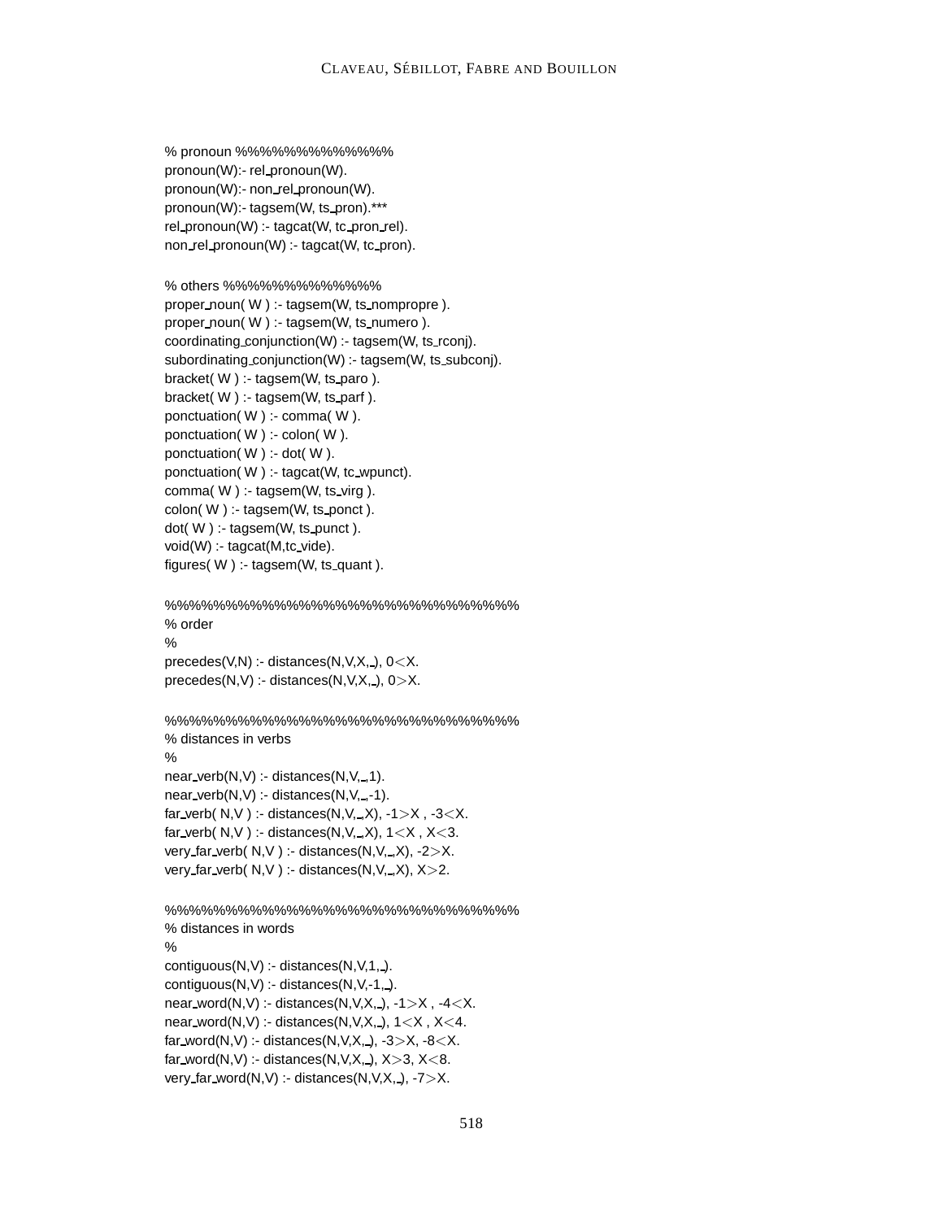```
% pronoun %%%%%%%%%%%%%
pronoun(W):- rel_pronoun(W).
pronoun(W):- non_rel_pronoun(W).
pronoun(W):- tagsem(W, ts_pron).***
rel_pronoun(W) :- tagcat(W, tc_pron_rel).
non_rel_pronoun(W) :- tagcat(W, tc_pron).

% others %%%%%%%%%%%%%
proper_noun( W ) :- tagsem(W, ts_nompropre ).
proper_noun( W ) :- tagsem(W, ts_numero ).
coordinating_conjunction(W) :- tagsem(W, ts_rconj).
subordinating_conjunction(W) :- tagsem(W, ts_subconj).
bracket( W ) :- tagsem(W, ts_paro ).
bracket( W ) :- tagsem(W, ts_parf ).
ponctuation( W ) :- comma( W ).
ponctuation( W ) :- colon( W ).
ponctuation( W ) :- dot( W ).
ponctuation( W ) :- tagcat(W, tc_wpunct).
comma( W ) :- tagsem(W, ts_virg ).
colon( W ) :- tagsem(W, ts_ponct ).
dot( W ) :- tagsem(W, ts_punct ).
void(W) :- tagcat(M,tc_vide).
figures( W ) :- tagsem(W, ts_quant ).

%%%%%%%%%%%%%%%%%%%%%%%%%%%%%%
% order
%
precedes(V,N) :- distances(N,V,X,_), 0<X.
precedes(N,V) :- distances(N,V,X,_), 0>X.

%%%%%%%%%%%%%%%%%%%%%%%%%%%%%%
% distances in verbs
%
near_verb(N,V) :- distances(N,V,_,1).
near_verb(N,V) :- distances(N,V,_,-1).
far_verb( N,V ) :- distances(N,V,_,X), -1>X , -3<X.
far_verb( N,V ) :- distances(N,V,_,X), 1<X , X<3.
very_far_verb( N,V ) :- distances(N,V,_,X), -2>X.
very_far_verb( N,V ) :- distances(N,V,_,X), X>2.

%%%%%%%%%%%%%%%%%%%%%%%%%%%%%%
% distances in words
%
contiguous(N,V) :- distances(N,V,1,_).
contiguous(N,V) :- distances(N,V,-1,_).
near_word(N,V) :- distances(N,V,X,_), -1>X , -4<X.
near_word(N,V) :- distances(N,V,X,_), 1<X , X<4.
far_word(N,V) :- distances(N,V,X,_), -3>X, -8<X.
far_word(N,V) :- distances(N,V,X,_), X>3, X<8.
very_far_word(N,V) :- distances(N,V,X,_), -7>X.
```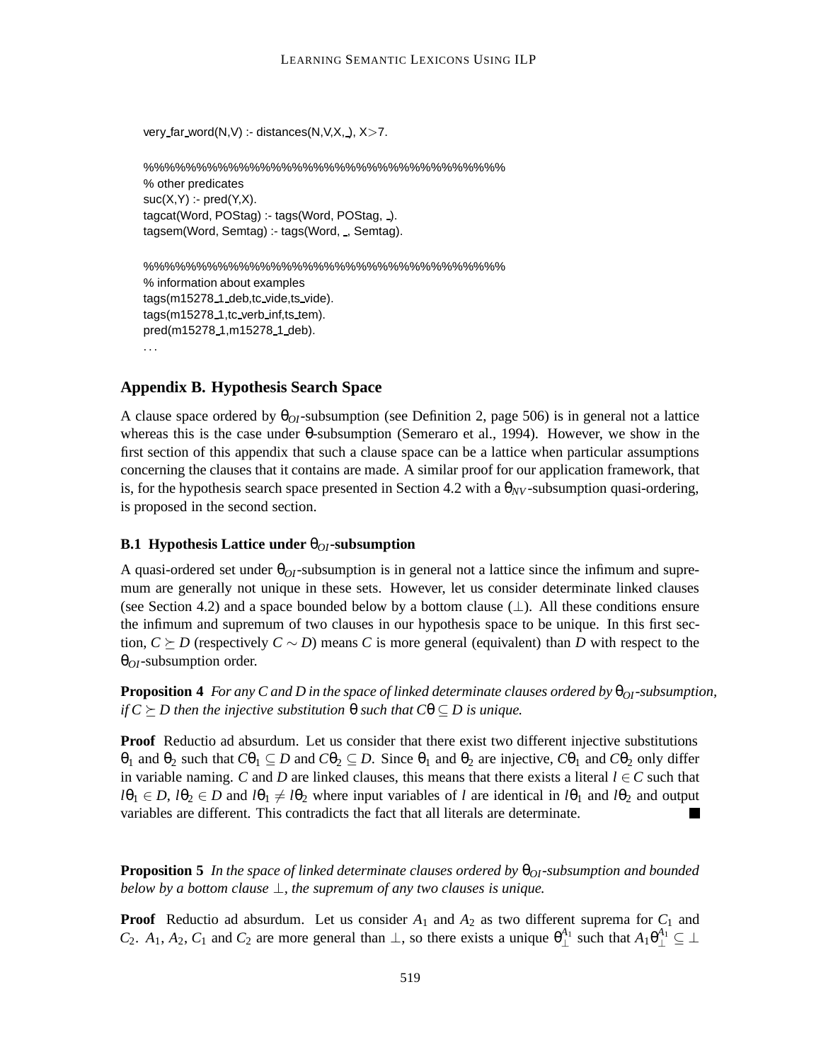```
very_far_word(N,V) :- distances(N,V,X,_), X>7.

%%%%%%%%%%%%%%%%%%%%%%%%%%%%%%%%%%
% other predicates
suc(X,Y) :- pred(Y,X).
tagcat(Word, POStag) :- tags(Word, POStag, _).
tagsem(Word, Semtag) :- tags(Word, _, Semtag).

%%%%%%%%%%%%%%%%%%%%%%%%%%%%%%%%%%
% information about examples
tags(m15278_1_deb,tc_vide,ts_vide).
tags(m15278_1,tc_verb_inf,ts_tem).
pred(m15278_1,m15278_1_deb).
...
```

## Appendix B. Hypothesis Search Space

A clause space ordered by $\theta_{OI}$-subsumption (see Definition 2, page 506) is in general not a lattice whereas this is the case under $\theta$-subsumption (Semeraro et al., 1994). However, we show in the first section of this appendix that such a clause space can be a lattice when particular assumptions concerning the clauses that it contains are made. A similar proof for our application framework, that is, for the hypothesis search space presented in Section 4.2 with a $\theta_{NV}$-subsumption quasi-ordering, is proposed in the second section.

### B.1 Hypothesis Lattice under $\theta_{OI}$-subsumption

A quasi-ordered set under $\theta_{OI}$-subsumption is in general not a lattice since the infimum and supremum are generally not unique in these sets. However, let us consider determinate linked clauses (see Section 4.2) and a space bounded below by a bottom clause ($\bot$). All these conditions ensure the infimum and supremum of two clauses in our hypothesis space to be unique. In this first section, $C \succeq D$ (respectively $C \sim D$) means $C$ is more general (equivalent) than $D$ with respect to the $\theta_{OI}$-subsumption order.

**Proposition 4** *For any $C$ and $D$ in the space of linked determinate clauses ordered by $\theta_{OI}$-subsumption, if $C \succeq D$ then the injective substitution $\theta$ such that $C\theta \subseteq D$ is unique.*

**Proof** Reductio ad absurdum. Let us consider that there exist two different injective substitutions $\theta_1$ and $\theta_2$ such that $C\theta_1 \subseteq D$ and $C\theta_2 \subseteq D$. Since $\theta_1$ and $\theta_2$ are injective, $C\theta_1$ and $C\theta_2$ only differ in variable naming. $C$ and $D$ are linked clauses, this means that there exists a literal $l \in C$ such that $l\theta_1 \in D$, $l\theta_2 \in D$ and $l\theta_1 \neq l\theta_2$ where input variables of $l$ are identical in $l\theta_1$ and $l\theta_2$ and output variables are different. This contradicts the fact that all literals are determinate. ■

**Proposition 5** *In the space of linked determinate clauses ordered by $\theta_{OI}$-subsumption and bounded below by a bottom clause $\bot$, the supremum of any two clauses is unique.*

**Proof** Reductio ad absurdum. Let us consider $A_1$ and $A_2$ as two different suprema for $C_1$ and $C_2$. $A_1$, $A_2$, $C_1$ and $C_2$ are more general than $\bot$, so there exists a unique $\theta_{\bot}^{A_1}$ such that $A_1\theta_{\bot}^{A_1} \subseteq \bot$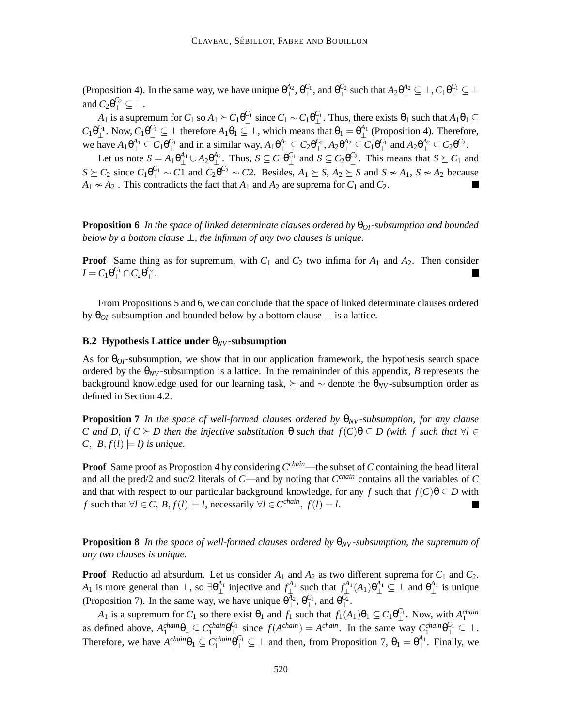(Proposition 4). In the same way, we have unique $\theta_\perp^{A_2}$, $\theta_\perp^{C_1}$, and $\theta_\perp^{C_2}$ such that $A_2\theta_\perp^{A_2} \subseteq \perp$, $C_1\theta_\perp^{C_1} \subseteq \perp$ and $C_2\theta_\perp^{C_2} \subseteq \perp$.

$A_1$ is a supremum for $C_1$ so $A_1 \succeq C_1\theta_\perp^{C_1}$ since $C_1 \sim C_1\theta_\perp^{C_1}$. Thus, there exists $\theta_1$ such that $A_1\theta_1 \subseteq C_1\theta_\perp^{C_1}$. Now, $C_1\theta_\perp^{C_1} \subseteq \perp$ therefore $A_1\theta_1 \subseteq \perp$, which means that $\theta_1 = \theta_\perp^{A_1}$ (Proposition 4). Therefore, we have $A_1\theta_\perp^{A_1} \subseteq C_1\theta_\perp^{C_1}$ and in a similar way, $A_1\theta_\perp^{A_1} \subseteq C_2\theta_\perp^{C_2}$, $A_2\theta_\perp^{A_2} \subseteq C_1\theta_\perp^{C_1}$ and $A_2\theta_\perp^{A_2} \subseteq C_2\theta_\perp^{C_2}$.

Let us note $S = A_1\theta_\perp^{A_1} \cup A_2\theta_\perp^{A_2}$. Thus, $S \subseteq C_1\theta_\perp^{C_1}$ and $S \subseteq C_2\theta_\perp^{C_2}$. This means that $S \succeq C_1$ and $S \succeq C_2$ since $C_1\theta_\perp^{C_1} \sim C1$ and $C_2\theta_\perp^{C_2} \sim C2$. Besides, $A_1 \succeq S$, $A_2 \succeq S$ and $S \nsim A_1$, $S \nsim A_2$ because $A_1 \nsim A_2$ . This contradicts the fact that $A_1$ and $A_2$ are suprema for $C_1$ and $C_2$. ∎

**Proposition 6** *In the space of linked determinate clauses ordered by $\theta_{OI}$-subsumption and bounded below by a bottom clause $\perp$, the infimum of any two clauses is unique.*

**Proof** Same thing as for supremum, with $C_1$ and $C_2$ two infima for $A_1$ and $A_2$. Then consider $I = C_1\theta_\perp^{C_1} \cap C_2\theta_\perp^{C_2}$. ∎

From Propositions 5 and 6, we can conclude that the space of linked determinate clauses ordered by $\theta_{OI}$-subsumption and bounded below by a bottom clause $\perp$ is a lattice.

### B.2 Hypothesis Lattice under $\theta_{NV}$-subsumption

As for $\theta_{OI}$-subsumption, we show that in our application framework, the hypothesis search space ordered by the $\theta_{NV}$-subsumption is a lattice. In the remaininder of this appendix, $B$ represents the background knowledge used for our learning task, $\succeq$ and $\sim$ denote the $\theta_{NV}$-subsumption order as defined in Section 4.2.

**Proposition 7** *In the space of well-formed clauses ordered by $\theta_{NV}$-subsumption, for any clause $C$ and $D$, if $C \succeq D$ then the injective substitution $\theta$ such that $f(C)\theta \subseteq D$ (with $f$ such that $\forall l \in C,\ B, f(l) \models l$) is unique.*

**Proof** Same proof as Propostion 4 by considering $C^{chain}$—the subset of $C$ containing the head literal and all the pred/2 and suc/2 literals of $C$—and by noting that $C^{chain}$ contains all the variables of $C$ and that with respect to our particular background knowledge, for any $f$ such that $f(C)\theta \subseteq D$ with $f$ such that $\forall l \in C,\ B, f(l) \models l$, necessarily $\forall l \in C^{chain},\ f(l) = l$. ∎

**Proposition 8** *In the space of well-formed clauses ordered by $\theta_{NV}$-subsumption, the supremum of any two clauses is unique.*

**Proof** Reductio ad absurdum. Let us consider $A_1$ and $A_2$ as two different suprema for $C_1$ and $C_2$. $A_1$ is more general than $\perp$, so $\exists\theta_\perp^{A_1}$ injective and $f_\perp^{A_1}$ such that $f_\perp^{A_1}(A_1)\theta_\perp^{A_1} \subseteq \perp$ and $\theta_\perp^{A_1}$ is unique (Proposition 7). In the same way, we have unique $\theta_\perp^{A_2}$, $\theta_\perp^{C_1}$, and $\theta_\perp^{C_2}$.

$A_1$ is a supremum for $C_1$ so there exist $\theta_1$ and $f_1$ such that $f_1(A_1)\theta_1 \subseteq C_1\theta_\perp^{C_1}$. Now, with $A_1^{chain}$ as defined above, $A_1^{chain}\theta_1 \subseteq C_1^{chain}\theta_\perp^{C_1}$ since $f(A^{chain}) = A^{chain}$. In the same way $C_1^{chain}\theta_\perp^{C_1} \subseteq \perp$. Therefore, we have $A_1^{chain}\theta_1 \subseteq C_1^{chain}\theta_\perp^{C_1} \subseteq \perp$ and then, from Proposition 7, $\theta_1 = \theta_\perp^{A_1}$. Finally, we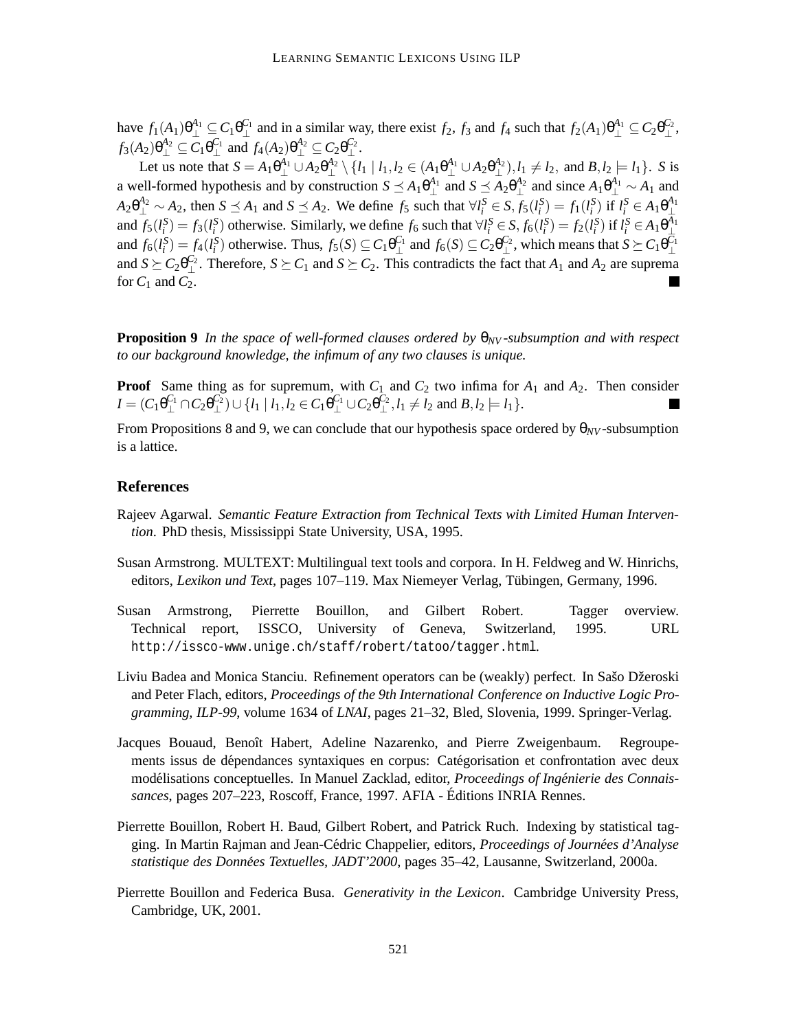have $f_1(A_1)\theta_\perp^{A_1} \subseteq C_1\theta_\perp^{C_1}$ and in a similar way, there exist $f_2$, $f_3$ and $f_4$ such that $f_2(A_1)\theta_\perp^{A_1} \subseteq C_2\theta_\perp^{C_2}$, $f_3(A_2)\theta_\perp^{A_2} \subseteq C_1\theta_\perp^{C_1}$ and $f_4(A_2)\theta_\perp^{A_2} \subseteq C_2\theta_\perp^{C_2}$.

Let us note that $S = A_1\theta_\perp^{A_1} \cup A_2\theta_\perp^{A_2} \setminus \{l_1 \mid l_1, l_2 \in (A_1\theta_\perp^{A_1} \cup A_2\theta_\perp^{A_2}), l_1 \neq l_2, \text{ and } B, l_2 \models l_1\}$. $S$ is a well-formed hypothesis and by construction $S \preceq A_1\theta_\perp^{A_1}$ and $S \preceq A_2\theta_\perp^{A_2}$ and since $A_1\theta_\perp^{A_1} \sim A_1$ and $A_2\theta_\perp^{A_2} \sim A_2$, then $S \preceq A_1$ and $S \preceq A_2$. We define $f_5$ such that $\forall l_i^S \in S$, $f_5(l_i^S) = f_1(l_i^S)$ if $l_i^S \in A_1\theta_\perp^{A_1}$ and $f_5(l_i^S) = f_3(l_i^S)$ otherwise. Similarly, we define $f_6$ such that $\forall l_i^S \in S$, $f_6(l_i^S) = f_2(l_i^S)$ if $l_i^S \in A_1\theta_\perp^{A_1}$ and $f_6(l_i^S) = f_4(l_i^S)$ otherwise. Thus, $f_5(S) \subseteq C_1\theta_\perp^{C_1}$ and $f_6(S) \subseteq C_2\theta_\perp^{C_2}$, which means that $S \succeq C_1\theta_\perp^{C_1}$ and $S \succeq C_2\theta_\perp^{C_2}$. Therefore, $S \succeq C_1$ and $S \succeq C_2$. This contradicts the fact that $A_1$ and $A_2$ are suprema for $C_1$ and $C_2$. ■

**Proposition 9** *In the space of well-formed clauses ordered by $\theta_{NV}$-subsumption and with respect to our background knowledge, the infimum of any two clauses is unique.*

**Proof** Same thing as for supremum, with $C_1$ and $C_2$ two infima for $A_1$ and $A_2$. Then consider $I = (C_1\theta_\perp^{C_1} \cap C_2\theta_\perp^{C_2}) \cup \{l_1 \mid l_1, l_2 \in C_1\theta_\perp^{C_1} \cup C_2\theta_\perp^{C_2}, l_1 \neq l_2 \text{ and } B, l_2 \models l_1\}$. ■

From Propositions 8 and 9, we can conclude that our hypothesis space ordered by $\theta_{NV}$-subsumption is a lattice.

## References

Rajeev Agarwal. *Semantic Feature Extraction from Technical Texts with Limited Human Intervention*. PhD thesis, Mississippi State University, USA, 1995.

Susan Armstrong. MULTEXT: Multilingual text tools and corpora. In H. Feldweg and W. Hinrichs, editors, *Lexikon und Text*, pages 107–119. Max Niemeyer Verlag, Tübingen, Germany, 1996.

Susan Armstrong, Pierrette Bouillon, and Gilbert Robert. Tagger overview. Technical report, ISSCO, University of Geneva, Switzerland, 1995. URL http://issco-www.unige.ch/staff/robert/tatoo/tagger.html.

Liviu Badea and Monica Stanciu. Refinement operators can be (weakly) perfect. In Sašo Džeroski and Peter Flach, editors, *Proceedings of the 9th International Conference on Inductive Logic Programming, ILP-99*, volume 1634 of *LNAI*, pages 21–32, Bled, Slovenia, 1999. Springer-Verlag.

Jacques Bouaud, Benoît Habert, Adeline Nazarenko, and Pierre Zweigenbaum. Regroupements issus de dépendances syntaxiques en corpus: Catégorisation et confrontation avec deux modélisations conceptuelles. In Manuel Zacklad, editor, *Proceedings of Ingénierie des Connaissances*, pages 207–223, Roscoff, France, 1997. AFIA - Éditions INRIA Rennes.

Pierrette Bouillon, Robert H. Baud, Gilbert Robert, and Patrick Ruch. Indexing by statistical tagging. In Martin Rajman and Jean-Cédric Chappelier, editors, *Proceedings of Journées d'Analyse statistique des Données Textuelles, JADT'2000*, pages 35–42, Lausanne, Switzerland, 2000a.

Pierrette Bouillon and Federica Busa. *Generativity in the Lexicon*. Cambridge University Press, Cambridge, UK, 2001.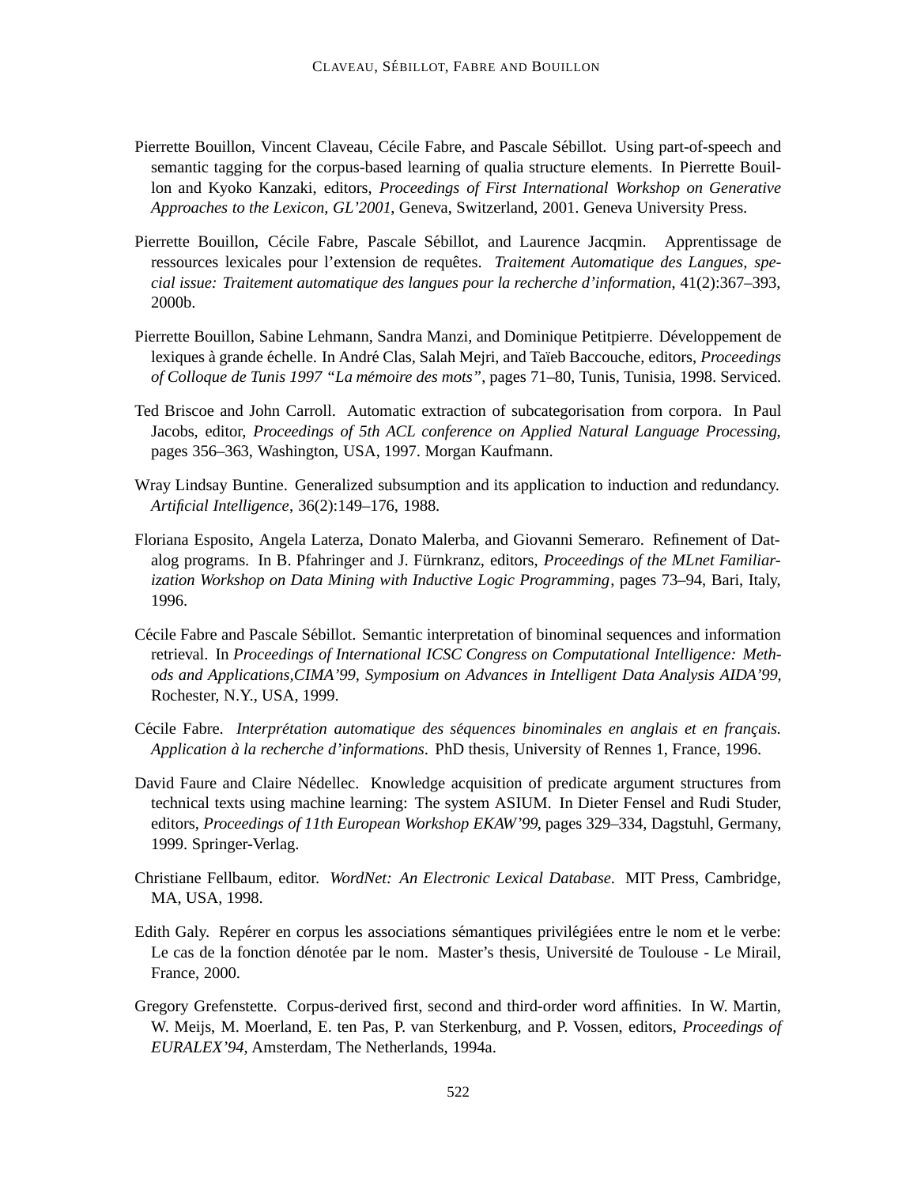Pierrette Bouillon, Vincent Claveau, Cécile Fabre, and Pascale Sébillot. Using part-of-speech and semantic tagging for the corpus-based learning of qualia structure elements. In Pierrette Bouillon and Kyoko Kanzaki, editors, *Proceedings of First International Workshop on Generative Approaches to the Lexicon, GL'2001*, Geneva, Switzerland, 2001. Geneva University Press.

Pierrette Bouillon, Cécile Fabre, Pascale Sébillot, and Laurence Jacqmin. Apprentissage de ressources lexicales pour l'extension de requêtes. *Traitement Automatique des Langues, special issue: Traitement automatique des langues pour la recherche d'information*, 41(2):367–393, 2000b.

Pierrette Bouillon, Sabine Lehmann, Sandra Manzi, and Dominique Petitpierre. Développement de lexiques à grande échelle. In André Clas, Salah Mejri, and Taïeb Baccouche, editors, *Proceedings of Colloque de Tunis 1997 "La mémoire des mots"*, pages 71–80, Tunis, Tunisia, 1998. Serviced.

Ted Briscoe and John Carroll. Automatic extraction of subcategorisation from corpora. In Paul Jacobs, editor, *Proceedings of 5th ACL conference on Applied Natural Language Processing*, pages 356–363, Washington, USA, 1997. Morgan Kaufmann.

Wray Lindsay Buntine. Generalized subsumption and its application to induction and redundancy. *Artificial Intelligence*, 36(2):149–176, 1988.

Floriana Esposito, Angela Laterza, Donato Malerba, and Giovanni Semeraro. Refinement of Datalog programs. In B. Pfahringer and J. Fürnkranz, editors, *Proceedings of the MLnet Familiarization Workshop on Data Mining with Inductive Logic Programming*, pages 73–94, Bari, Italy, 1996.

Cécile Fabre and Pascale Sébillot. Semantic interpretation of binominal sequences and information retrieval. In *Proceedings of International ICSC Congress on Computational Intelligence: Methods and Applications,CIMA'99, Symposium on Advances in Intelligent Data Analysis AIDA'99*, Rochester, N.Y., USA, 1999.

Cécile Fabre. *Interprétation automatique des séquences binominales en anglais et en français. Application à la recherche d'informations*. PhD thesis, University of Rennes 1, France, 1996.

David Faure and Claire Nédellec. Knowledge acquisition of predicate argument structures from technical texts using machine learning: The system ASIUM. In Dieter Fensel and Rudi Studer, editors, *Proceedings of 11th European Workshop EKAW'99*, pages 329–334, Dagstuhl, Germany, 1999. Springer-Verlag.

Christiane Fellbaum, editor. *WordNet: An Electronic Lexical Database*. MIT Press, Cambridge, MA, USA, 1998.

Edith Galy. Repérer en corpus les associations sémantiques privilégiées entre le nom et le verbe: Le cas de la fonction dénotée par le nom. Master's thesis, Université de Toulouse - Le Mirail, France, 2000.

Gregory Grefenstette. Corpus-derived first, second and third-order word affinities. In W. Martin, W. Meijs, M. Moerland, E. ten Pas, P. van Sterkenburg, and P. Vossen, editors, *Proceedings of EURALEX'94*, Amsterdam, The Netherlands, 1994a.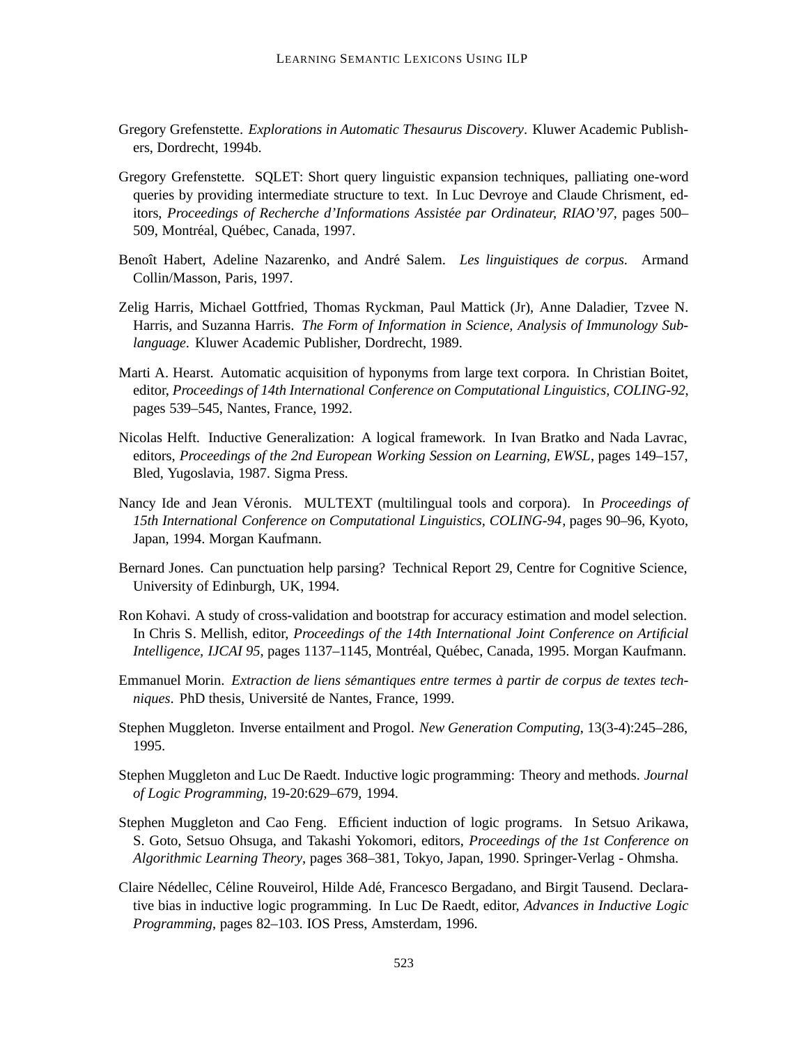Gregory Grefenstette. *Explorations in Automatic Thesaurus Discovery*. Kluwer Academic Publishers, Dordrecht, 1994b.

Gregory Grefenstette. SQLET: Short query linguistic expansion techniques, palliating one-word queries by providing intermediate structure to text. In Luc Devroye and Claude Chrisment, editors, *Proceedings of Recherche d'Informations Assistée par Ordinateur, RIAO'97*, pages 500–509, Montréal, Québec, Canada, 1997.

Benoît Habert, Adeline Nazarenko, and André Salem. *Les linguistiques de corpus*. Armand Collin/Masson, Paris, 1997.

Zelig Harris, Michael Gottfried, Thomas Ryckman, Paul Mattick (Jr), Anne Daladier, Tzvee N. Harris, and Suzanna Harris. *The Form of Information in Science, Analysis of Immunology Sublanguage*. Kluwer Academic Publisher, Dordrecht, 1989.

Marti A. Hearst. Automatic acquisition of hyponyms from large text corpora. In Christian Boitet, editor, *Proceedings of 14th International Conference on Computational Linguistics, COLING-92*, pages 539–545, Nantes, France, 1992.

Nicolas Helft. Inductive Generalization: A logical framework. In Ivan Bratko and Nada Lavrac, editors, *Proceedings of the 2nd European Working Session on Learning, EWSL*, pages 149–157, Bled, Yugoslavia, 1987. Sigma Press.

Nancy Ide and Jean Véronis. MULTEXT (multilingual tools and corpora). In *Proceedings of 15th International Conference on Computational Linguistics, COLING-94*, pages 90–96, Kyoto, Japan, 1994. Morgan Kaufmann.

Bernard Jones. Can punctuation help parsing? Technical Report 29, Centre for Cognitive Science, University of Edinburgh, UK, 1994.

Ron Kohavi. A study of cross-validation and bootstrap for accuracy estimation and model selection. In Chris S. Mellish, editor, *Proceedings of the 14th International Joint Conference on Artificial Intelligence, IJCAI 95*, pages 1137–1145, Montréal, Québec, Canada, 1995. Morgan Kaufmann.

Emmanuel Morin. *Extraction de liens sémantiques entre termes à partir de corpus de textes techniques*. PhD thesis, Université de Nantes, France, 1999.

Stephen Muggleton. Inverse entailment and Progol. *New Generation Computing*, 13(3-4):245–286, 1995.

Stephen Muggleton and Luc De Raedt. Inductive logic programming: Theory and methods. *Journal of Logic Programming*, 19-20:629–679, 1994.

Stephen Muggleton and Cao Feng. Efficient induction of logic programs. In Setsuo Arikawa, S. Goto, Setsuo Ohsuga, and Takashi Yokomori, editors, *Proceedings of the 1st Conference on Algorithmic Learning Theory*, pages 368–381, Tokyo, Japan, 1990. Springer-Verlag - Ohmsha.

Claire Nédellec, Céline Rouveirol, Hilde Adé, Francesco Bergadano, and Birgit Tausend. Declarative bias in inductive logic programming. In Luc De Raedt, editor, *Advances in Inductive Logic Programming*, pages 82–103. IOS Press, Amsterdam, 1996.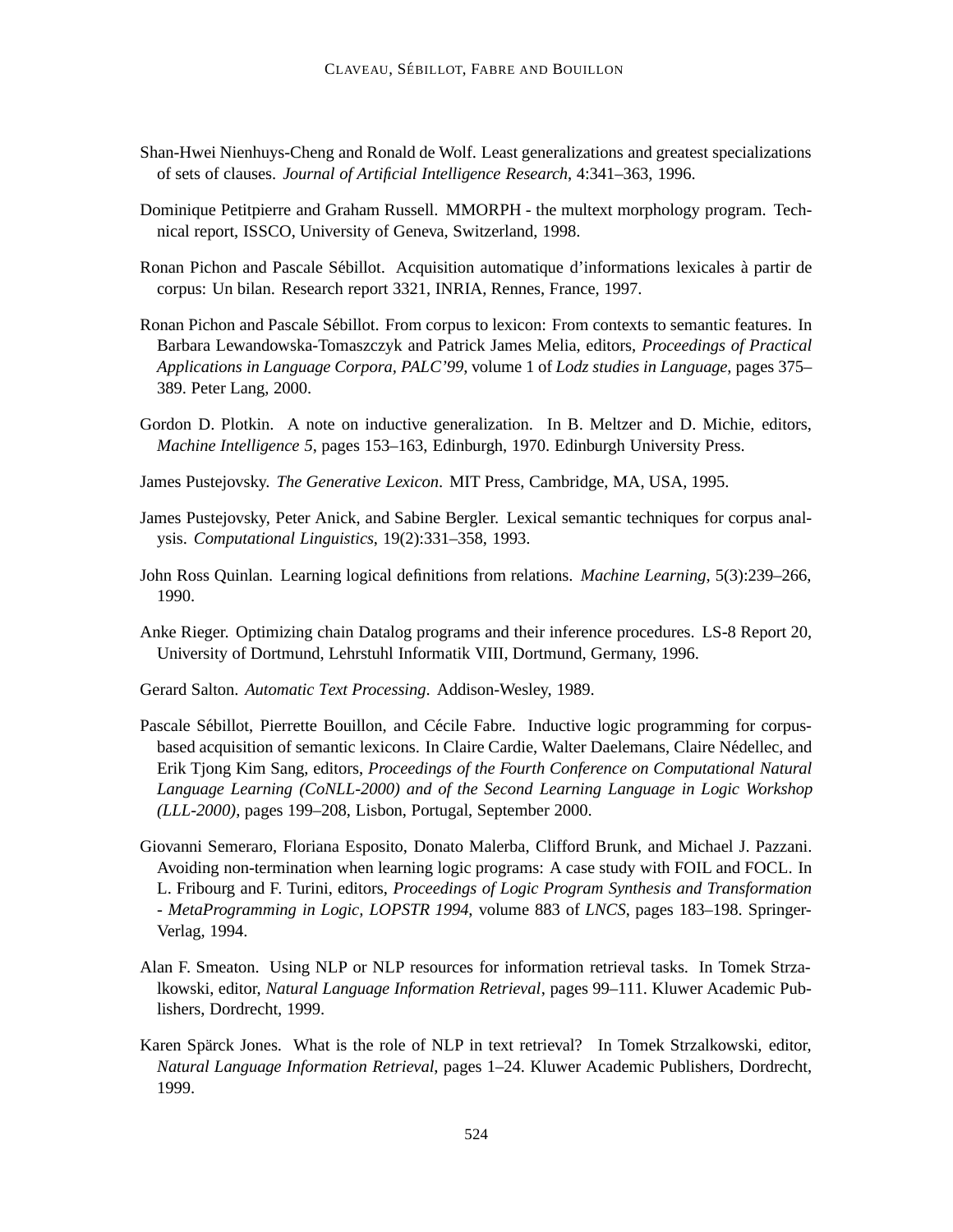Shan-Hwei Nienhuys-Cheng and Ronald de Wolf. Least generalizations and greatest specializations of sets of clauses. *Journal of Artificial Intelligence Research*, 4:341–363, 1996.

Dominique Petitpierre and Graham Russell. MMORPH - the multext morphology program. Technical report, ISSCO, University of Geneva, Switzerland, 1998.

Ronan Pichon and Pascale Sébillot. Acquisition automatique d'informations lexicales à partir de corpus: Un bilan. Research report 3321, INRIA, Rennes, France, 1997.

Ronan Pichon and Pascale Sébillot. From corpus to lexicon: From contexts to semantic features. In Barbara Lewandowska-Tomaszczyk and Patrick James Melia, editors, *Proceedings of Practical Applications in Language Corpora, PALC'99*, volume 1 of *Lodz studies in Language*, pages 375–389. Peter Lang, 2000.

Gordon D. Plotkin. A note on inductive generalization. In B. Meltzer and D. Michie, editors, *Machine Intelligence 5*, pages 153–163, Edinburgh, 1970. Edinburgh University Press.

James Pustejovsky. *The Generative Lexicon*. MIT Press, Cambridge, MA, USA, 1995.

James Pustejovsky, Peter Anick, and Sabine Bergler. Lexical semantic techniques for corpus analysis. *Computational Linguistics*, 19(2):331–358, 1993.

John Ross Quinlan. Learning logical definitions from relations. *Machine Learning*, 5(3):239–266, 1990.

Anke Rieger. Optimizing chain Datalog programs and their inference procedures. LS-8 Report 20, University of Dortmund, Lehrstuhl Informatik VIII, Dortmund, Germany, 1996.

Gerard Salton. *Automatic Text Processing*. Addison-Wesley, 1989.

Pascale Sébillot, Pierrette Bouillon, and Cécile Fabre. Inductive logic programming for corpus-based acquisition of semantic lexicons. In Claire Cardie, Walter Daelemans, Claire Nédellec, and Erik Tjong Kim Sang, editors, *Proceedings of the Fourth Conference on Computational Natural Language Learning (CoNLL-2000) and of the Second Learning Language in Logic Workshop (LLL-2000)*, pages 199–208, Lisbon, Portugal, September 2000.

Giovanni Semeraro, Floriana Esposito, Donato Malerba, Clifford Brunk, and Michael J. Pazzani. Avoiding non-termination when learning logic programs: A case study with FOIL and FOCL. In L. Fribourg and F. Turini, editors, *Proceedings of Logic Program Synthesis and Transformation - MetaProgramming in Logic, LOPSTR 1994*, volume 883 of *LNCS*, pages 183–198. Springer-Verlag, 1994.

Alan F. Smeaton. Using NLP or NLP resources for information retrieval tasks. In Tomek Strzalkowski, editor, *Natural Language Information Retrieval*, pages 99–111. Kluwer Academic Publishers, Dordrecht, 1999.

Karen Spärck Jones. What is the role of NLP in text retrieval? In Tomek Strzalkowski, editor, *Natural Language Information Retrieval*, pages 1–24. Kluwer Academic Publishers, Dordrecht, 1999.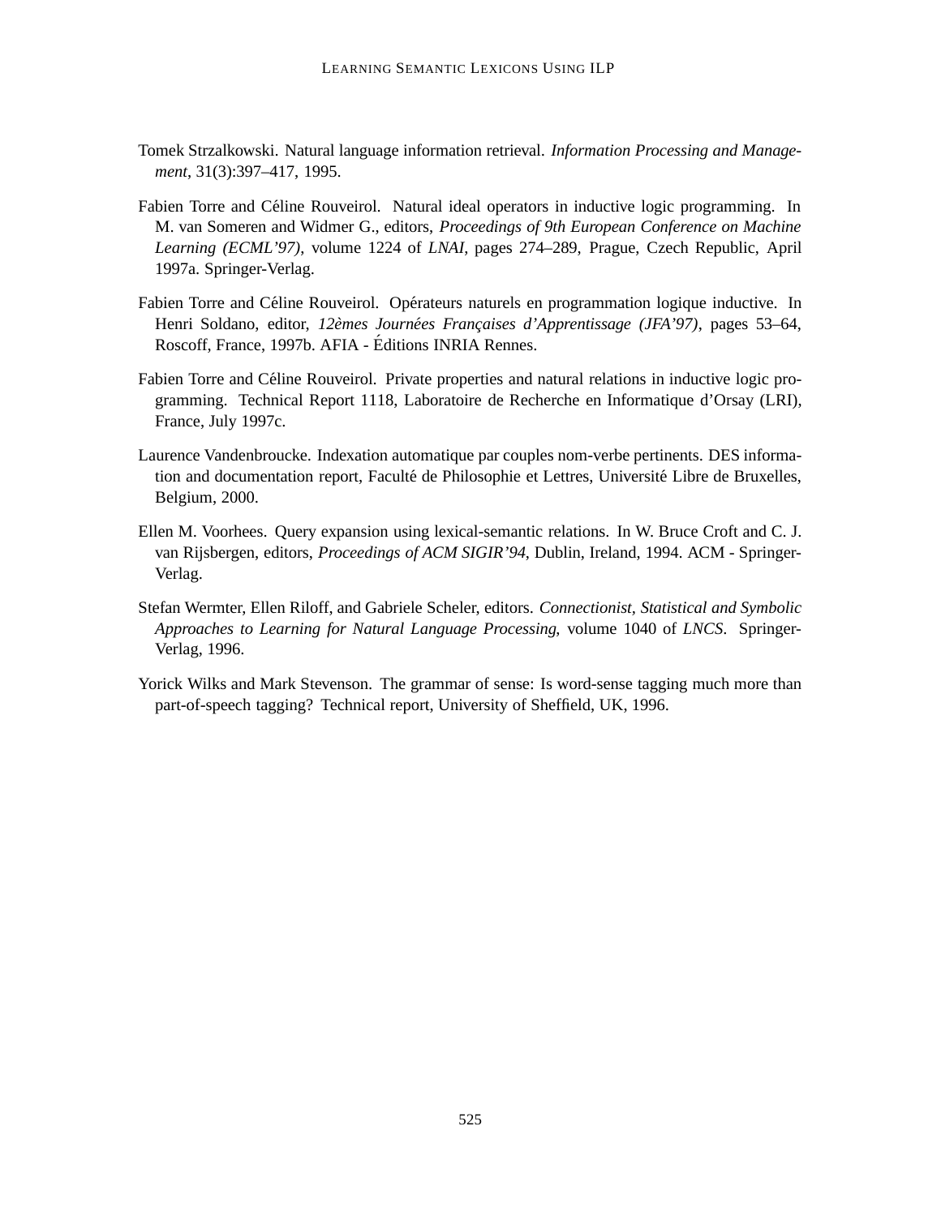Tomek Strzalkowski. Natural language information retrieval. *Information Processing and Management*, 31(3):397–417, 1995.

Fabien Torre and Céline Rouveirol. Natural ideal operators in inductive logic programming. In M. van Someren and Widmer G., editors, *Proceedings of 9th European Conference on Machine Learning (ECML'97)*, volume 1224 of *LNAI*, pages 274–289, Prague, Czech Republic, April 1997a. Springer-Verlag.

Fabien Torre and Céline Rouveirol. Opérateurs naturels en programmation logique inductive. In Henri Soldano, editor, *12èmes Journées Françaises d'Apprentissage (JFA'97)*, pages 53–64, Roscoff, France, 1997b. AFIA - Éditions INRIA Rennes.

Fabien Torre and Céline Rouveirol. Private properties and natural relations in inductive logic programming. Technical Report 1118, Laboratoire de Recherche en Informatique d'Orsay (LRI), France, July 1997c.

Laurence Vandenbroucke. Indexation automatique par couples nom-verbe pertinents. DES information and documentation report, Faculté de Philosophie et Lettres, Université Libre de Bruxelles, Belgium, 2000.

Ellen M. Voorhees. Query expansion using lexical-semantic relations. In W. Bruce Croft and C. J. van Rijsbergen, editors, *Proceedings of ACM SIGIR'94*, Dublin, Ireland, 1994. ACM - Springer-Verlag.

Stefan Wermter, Ellen Riloff, and Gabriele Scheler, editors. *Connectionist, Statistical and Symbolic Approaches to Learning for Natural Language Processing*, volume 1040 of *LNCS*. Springer-Verlag, 1996.

Yorick Wilks and Mark Stevenson. The grammar of sense: Is word-sense tagging much more than part-of-speech tagging? Technical report, University of Sheffield, UK, 1996.